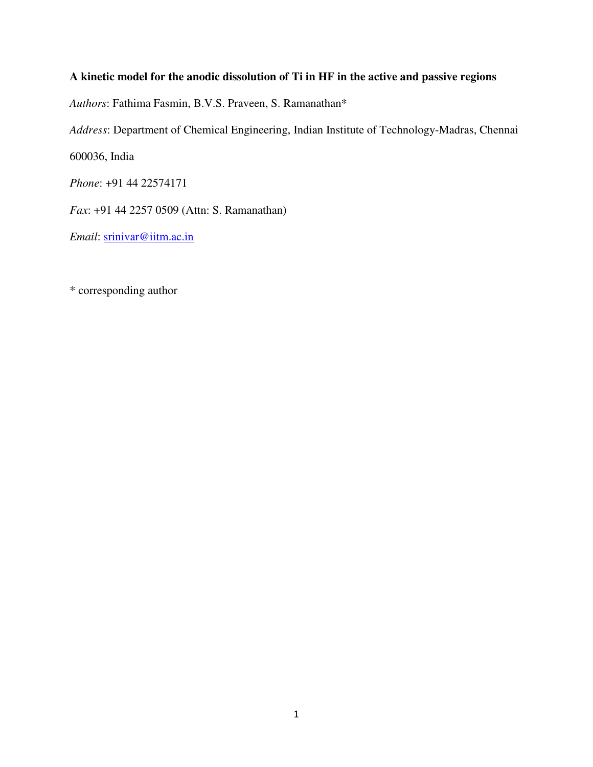**A kinetic model for the anodic dissolution of Ti in HF in the active and passive regions**

*Authors*: Fathima Fasmin, B.V.S. Praveen, S. Ramanathan*

*Address*: Department of Chemical Engineering, Indian Institute of Technology-Madras, Chennai 600036, India

*Phone*: +91 44 22574171

*Fax*: +91 44 2257 0509 (Attn: S. Ramanathan)

*Email*: srinivar@iitm.ac.in

* corresponding author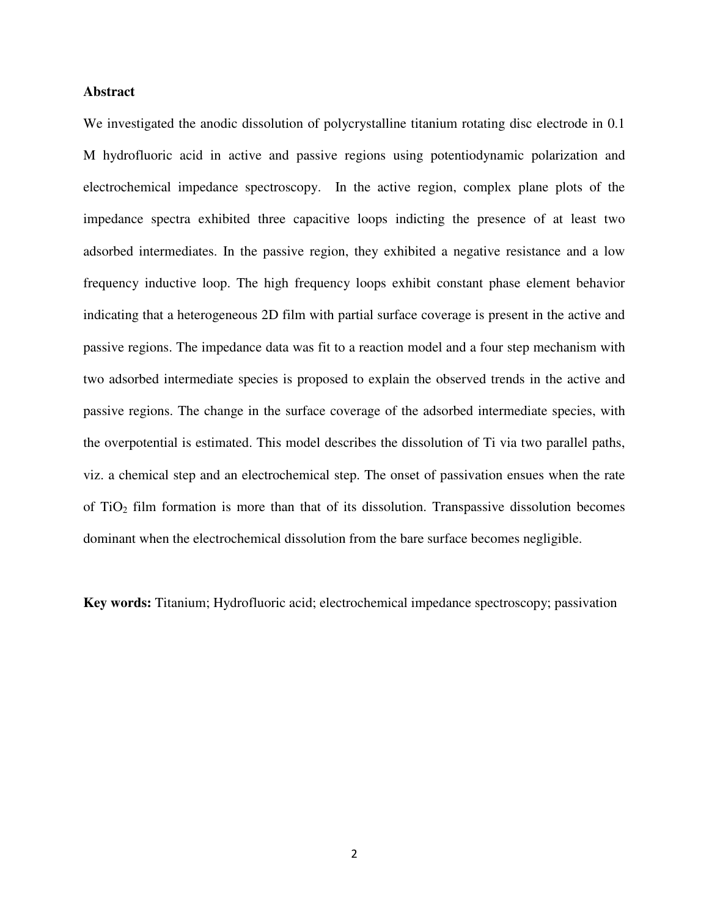## Abstract

We investigated the anodic dissolution of polycrystalline titanium rotating disc electrode in 0.1 M hydrofluoric acid in active and passive regions using potentiodynamic polarization and electrochemical impedance spectroscopy. In the active region, complex plane plots of the impedance spectra exhibited three capacitive loops indicting the presence of at least two adsorbed intermediates. In the passive region, they exhibited a negative resistance and a low frequency inductive loop. The high frequency loops exhibit constant phase element behavior indicating that a heterogeneous 2D film with partial surface coverage is present in the active and passive regions. The impedance data was fit to a reaction model and a four step mechanism with two adsorbed intermediate species is proposed to explain the observed trends in the active and passive regions. The change in the surface coverage of the adsorbed intermediate species, with the overpotential is estimated. This model describes the dissolution of Ti via two parallel paths, viz. a chemical step and an electrochemical step. The onset of passivation ensues when the rate of $TiO_2$ film formation is more than that of its dissolution. Transpassive dissolution becomes dominant when the electrochemical dissolution from the bare surface becomes negligible.

**Key words:** Titanium; Hydrofluoric acid; electrochemical impedance spectroscopy; passivation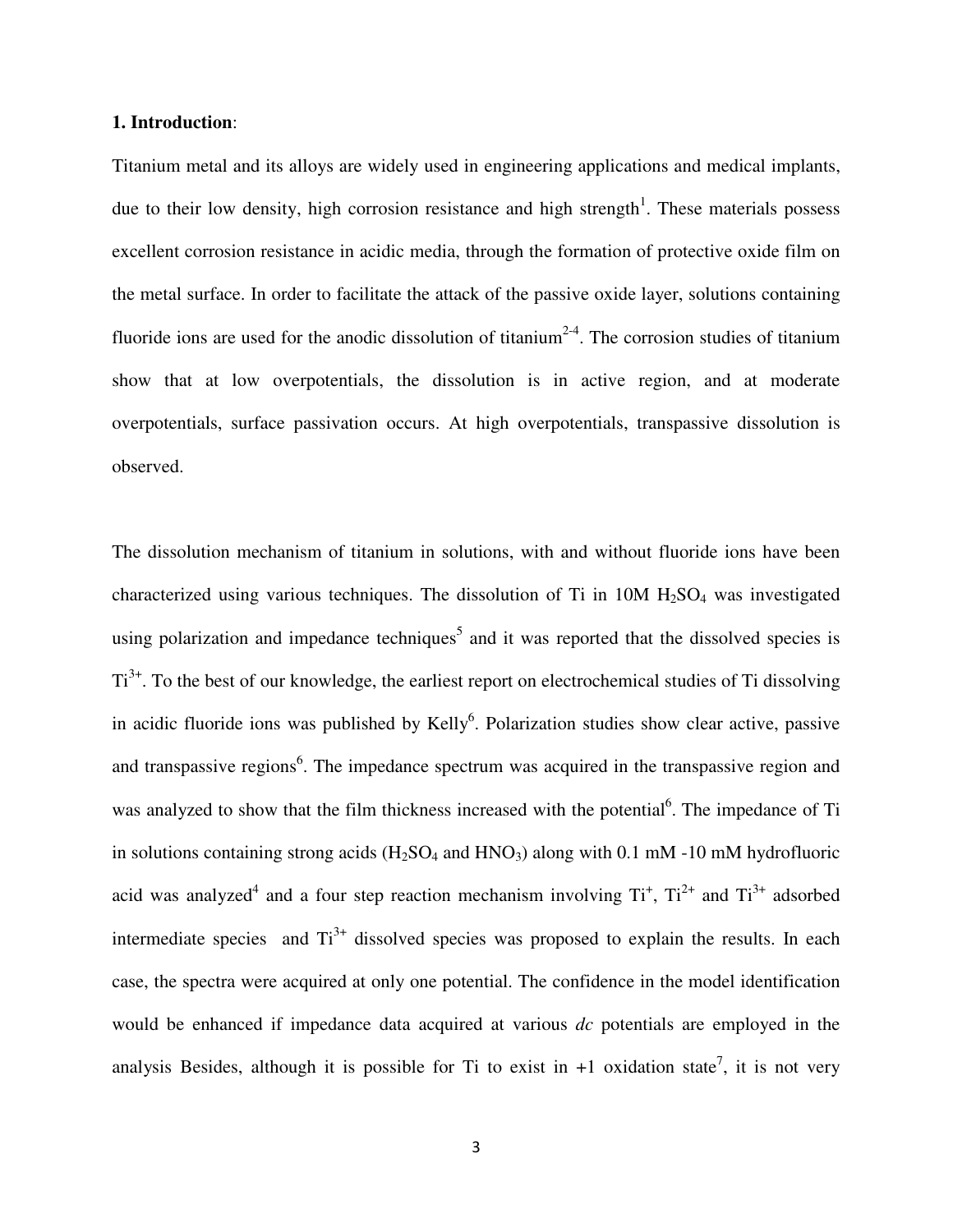## 1. Introduction:

Titanium metal and its alloys are widely used in engineering applications and medical implants, due to their low density, high corrosion resistance and high strength[1]. These materials possess excellent corrosion resistance in acidic media, through the formation of protective oxide film on the metal surface. In order to facilitate the attack of the passive oxide layer, solutions containing fluoride ions are used for the anodic dissolution of titanium[2-4]. The corrosion studies of titanium show that at low overpotentials, the dissolution is in active region, and at moderate overpotentials, surface passivation occurs. At high overpotentials, transpassive dissolution is observed.

The dissolution mechanism of titanium in solutions, with and without fluoride ions have been characterized using various techniques. The dissolution of Ti in 10M $H_2SO_4$ was investigated using polarization and impedance techniques[5] and it was reported that the dissolved species is $Ti^{3+}$. To the best of our knowledge, the earliest report on electrochemical studies of Ti dissolving in acidic fluoride ions was published by Kelly[6]. Polarization studies show clear active, passive and transpassive regions[6]. The impedance spectrum was acquired in the transpassive region and was analyzed to show that the film thickness increased with the potential[6]. The impedance of Ti in solutions containing strong acids ($H_2SO_4$ and $HNO_3$) along with 0.1 mM -10 mM hydrofluoric acid was analyzed[4] and a four step reaction mechanism involving $Ti^{+}$, $Ti^{2+}$ and $Ti^{3+}$ adsorbed intermediate species and $Ti^{3+}$ dissolved species was proposed to explain the results. In each case, the spectra were acquired at only one potential. The confidence in the model identification would be enhanced if impedance data acquired at various *dc* potentials are employed in the analysis Besides, although it is possible for Ti to exist in +1 oxidation state[7], it is not very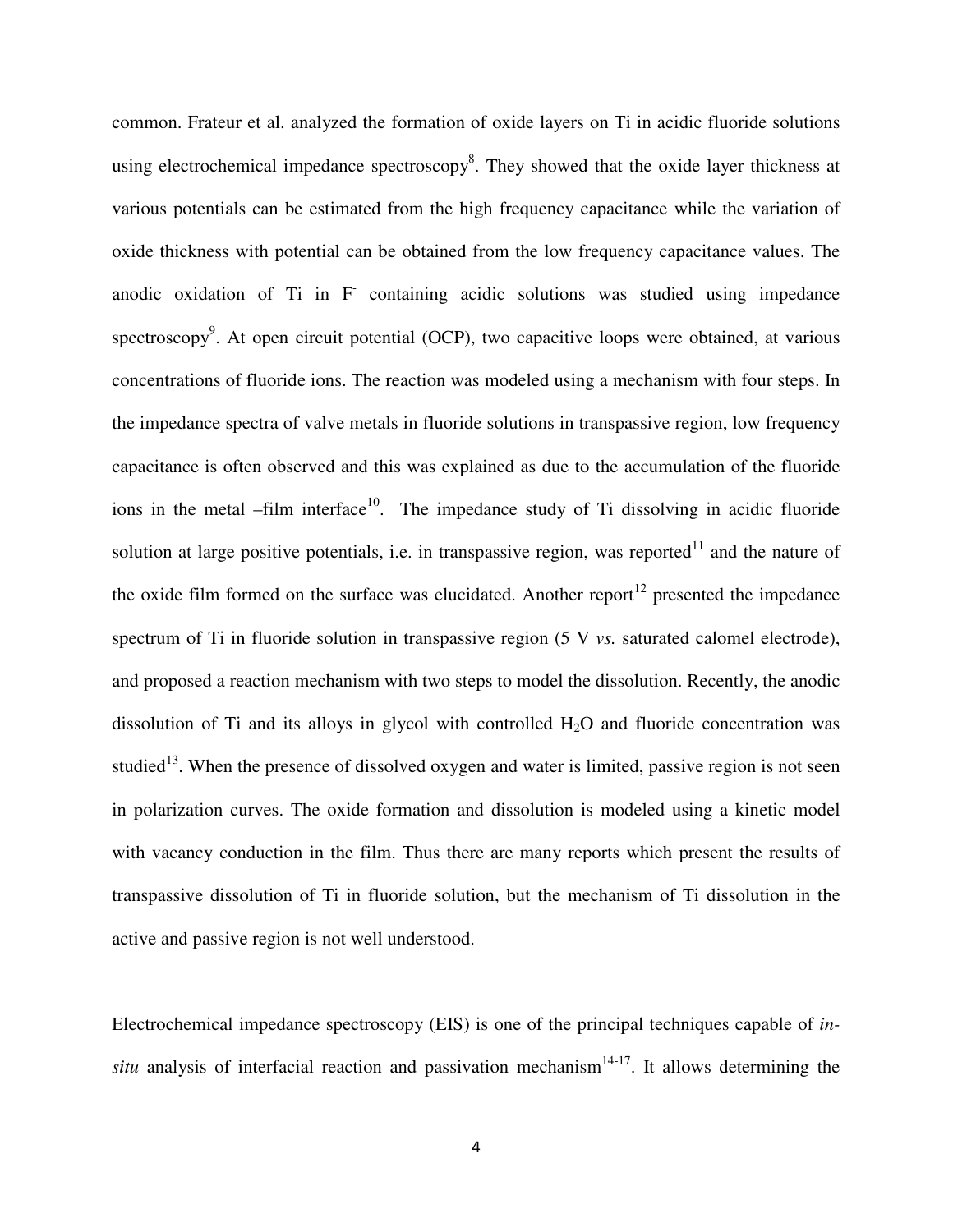common. Frateur et al. analyzed the formation of oxide layers on Ti in acidic fluoride solutions using electrochemical impedance spectroscopy[8]. They showed that the oxide layer thickness at various potentials can be estimated from the high frequency capacitance while the variation of oxide thickness with potential can be obtained from the low frequency capacitance values. The anodic oxidation of Ti in $F^-$ containing acidic solutions was studied using impedance spectroscopy[9]. At open circuit potential (OCP), two capacitive loops were obtained, at various concentrations of fluoride ions. The reaction was modeled using a mechanism with four steps. In the impedance spectra of valve metals in fluoride solutions in transpassive region, low frequency capacitance is often observed and this was explained as due to the accumulation of the fluoride ions in the metal –film interface[10]. The impedance study of Ti dissolving in acidic fluoride solution at large positive potentials, i.e. in transpassive region, was reported[11] and the nature of the oxide film formed on the surface was elucidated. Another report[12] presented the impedance spectrum of Ti in fluoride solution in transpassive region (5 V *vs.* saturated calomel electrode), and proposed a reaction mechanism with two steps to model the dissolution. Recently, the anodic dissolution of Ti and its alloys in glycol with controlled $H_2O$ and fluoride concentration was studied[13]. When the presence of dissolved oxygen and water is limited, passive region is not seen in polarization curves. The oxide formation and dissolution is modeled using a kinetic model with vacancy conduction in the film. Thus there are many reports which present the results of transpassive dissolution of Ti in fluoride solution, but the mechanism of Ti dissolution in the active and passive region is not well understood.

Electrochemical impedance spectroscopy (EIS) is one of the principal techniques capable of *in-situ* analysis of interfacial reaction and passivation mechanism[14-17]. It allows determining the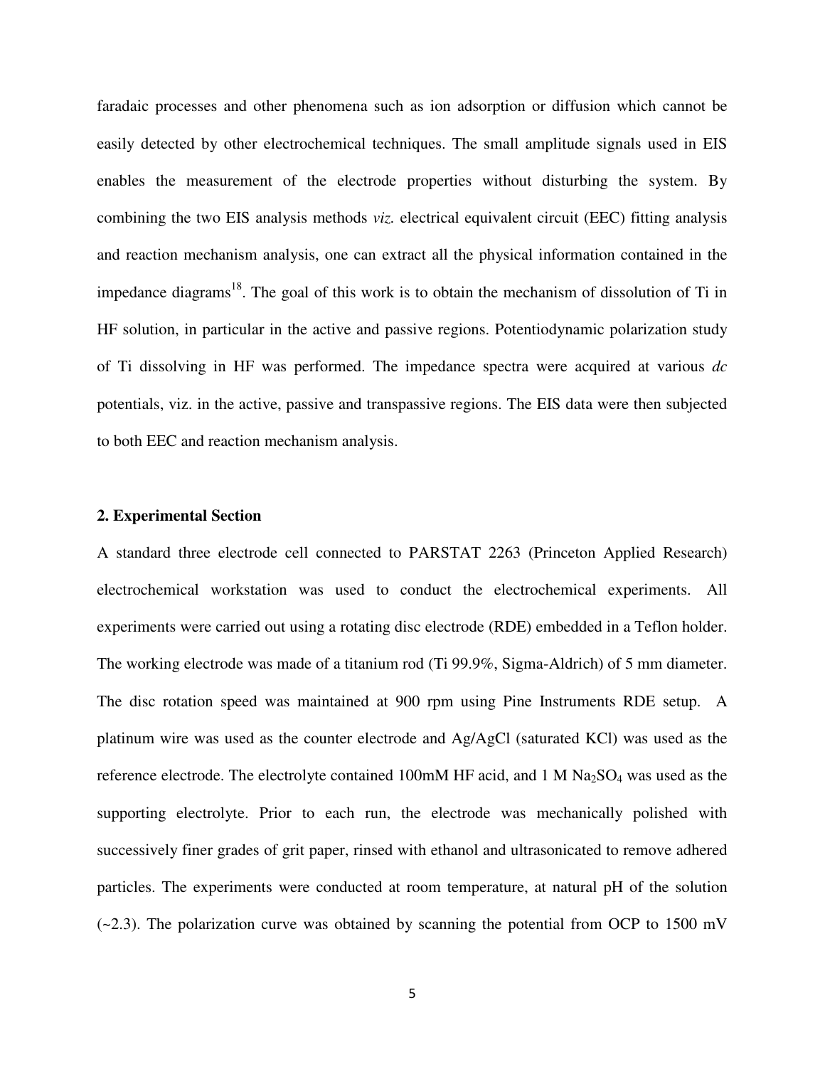faradaic processes and other phenomena such as ion adsorption or diffusion which cannot be easily detected by other electrochemical techniques. The small amplitude signals used in EIS enables the measurement of the electrode properties without disturbing the system. By combining the two EIS analysis methods *viz.* electrical equivalent circuit (EEC) fitting analysis and reaction mechanism analysis, one can extract all the physical information contained in the impedance diagrams[18]. The goal of this work is to obtain the mechanism of dissolution of Ti in HF solution, in particular in the active and passive regions. Potentiodynamic polarization study of Ti dissolving in HF was performed. The impedance spectra were acquired at various *dc* potentials, viz. in the active, passive and transpassive regions. The EIS data were then subjected to both EEC and reaction mechanism analysis.

## 2. Experimental Section

A standard three electrode cell connected to PARSTAT 2263 (Princeton Applied Research) electrochemical workstation was used to conduct the electrochemical experiments. All experiments were carried out using a rotating disc electrode (RDE) embedded in a Teflon holder. The working electrode was made of a titanium rod (Ti 99.9%, Sigma-Aldrich) of 5 mm diameter. The disc rotation speed was maintained at 900 rpm using Pine Instruments RDE setup. A platinum wire was used as the counter electrode and Ag/AgCl (saturated KCl) was used as the reference electrode. The electrolyte contained 100mM HF acid, and 1 M $Na_2SO_4$ was used as the supporting electrolyte. Prior to each run, the electrode was mechanically polished with successively finer grades of grit paper, rinsed with ethanol and ultrasonicated to remove adhered particles. The experiments were conducted at room temperature, at natural pH of the solution (~2.3). The polarization curve was obtained by scanning the potential from OCP to 1500 mV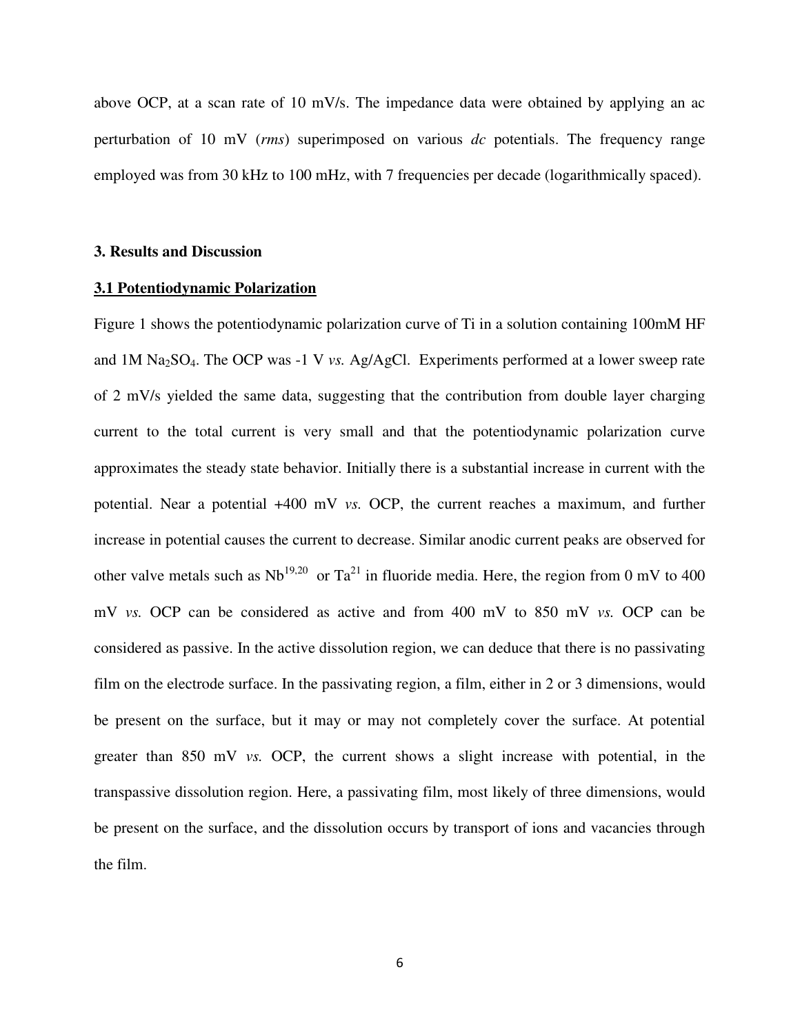above OCP, at a scan rate of 10 mV/s. The impedance data were obtained by applying an ac perturbation of 10 mV (*rms*) superimposed on various *dc* potentials. The frequency range employed was from 30 kHz to 100 mHz, with 7 frequencies per decade (logarithmically spaced).

## 3. Results and Discussion

### 3.1 Potentiodynamic Polarization

Figure 1 shows the potentiodynamic polarization curve of Ti in a solution containing 100mM HF and 1M $Na_2SO_4$. The OCP was -1 V *vs.* Ag/AgCl. Experiments performed at a lower sweep rate of 2 mV/s yielded the same data, suggesting that the contribution from double layer charging current to the total current is very small and that the potentiodynamic polarization curve approximates the steady state behavior. Initially there is a substantial increase in current with the potential. Near a potential +400 mV *vs.* OCP, the current reaches a maximum, and further increase in potential causes the current to decrease. Similar anodic current peaks are observed for other valve metals such as Nb[19,20] or Ta[21] in fluoride media. Here, the region from 0 mV to 400 mV *vs.* OCP can be considered as active and from 400 mV to 850 mV *vs.* OCP can be considered as passive. In the active dissolution region, we can deduce that there is no passivating film on the electrode surface. In the passivating region, a film, either in 2 or 3 dimensions, would be present on the surface, but it may or may not completely cover the surface. At potential greater than 850 mV *vs.* OCP, the current shows a slight increase with potential, in the transpassive dissolution region. Here, a passivating film, most likely of three dimensions, would be present on the surface, and the dissolution occurs by transport of ions and vacancies through the film.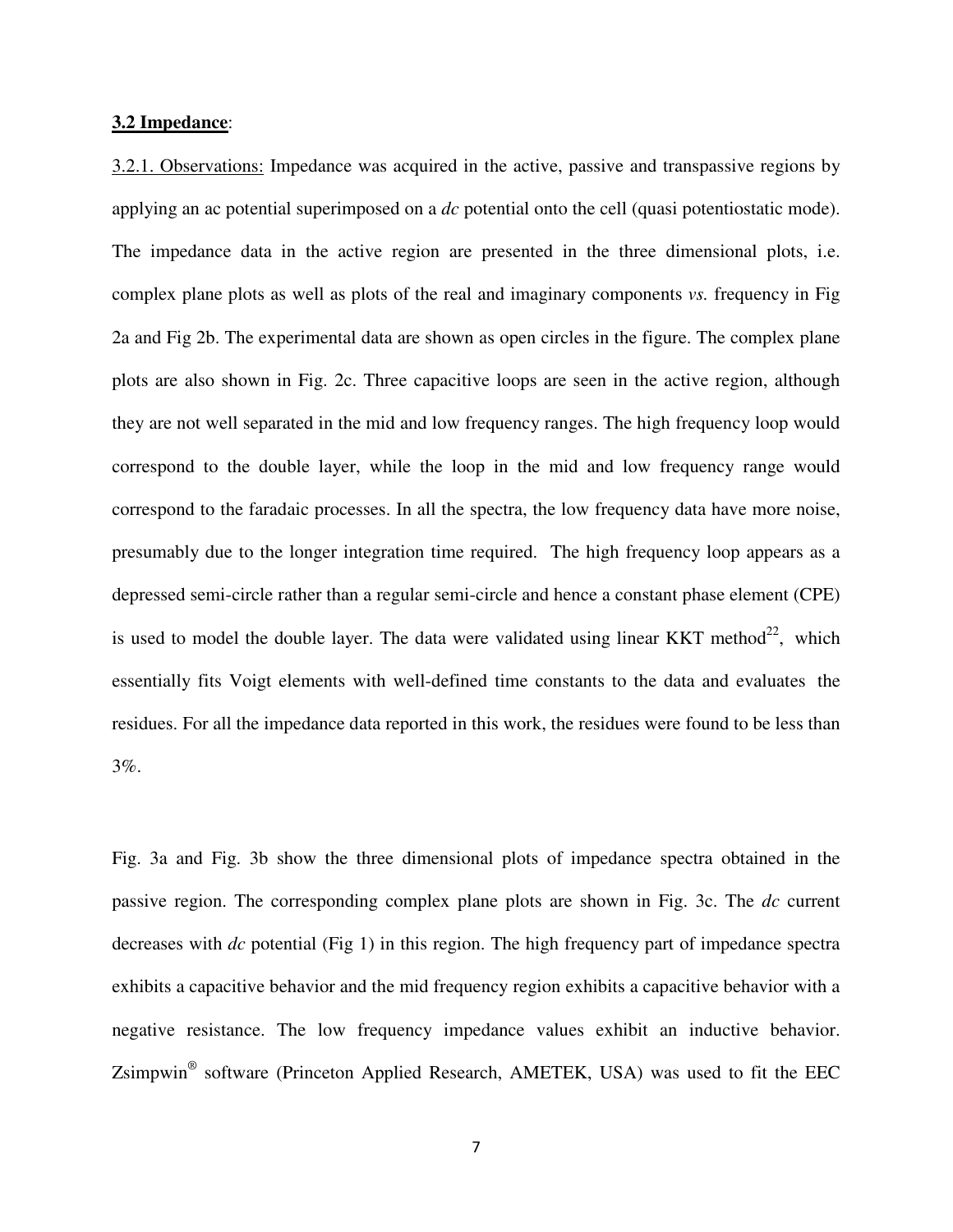**3.2 Impedance**:

3.2.1. Observations: Impedance was acquired in the active, passive and transpassive regions by applying an ac potential superimposed on a *dc* potential onto the cell (quasi potentiostatic mode). The impedance data in the active region are presented in the three dimensional plots, i.e. complex plane plots as well as plots of the real and imaginary components *vs.* frequency in Fig 2a and Fig 2b. The experimental data are shown as open circles in the figure. The complex plane plots are also shown in Fig. 2c. Three capacitive loops are seen in the active region, although they are not well separated in the mid and low frequency ranges. The high frequency loop would correspond to the double layer, while the loop in the mid and low frequency range would correspond to the faradaic processes. In all the spectra, the low frequency data have more noise, presumably due to the longer integration time required. The high frequency loop appears as a depressed semi-circle rather than a regular semi-circle and hence a constant phase element (CPE) is used to model the double layer. The data were validated using linear KKT method[22], which essentially fits Voigt elements with well-defined time constants to the data and evaluates the residues. For all the impedance data reported in this work, the residues were found to be less than 3%.

Fig. 3a and Fig. 3b show the three dimensional plots of impedance spectra obtained in the passive region. The corresponding complex plane plots are shown in Fig. 3c. The *dc* current decreases with *dc* potential (Fig 1) in this region. The high frequency part of impedance spectra exhibits a capacitive behavior and the mid frequency region exhibits a capacitive behavior with a negative resistance. The low frequency impedance values exhibit an inductive behavior. Zsimpwin® software (Princeton Applied Research, AMETEK, USA) was used to fit the EEC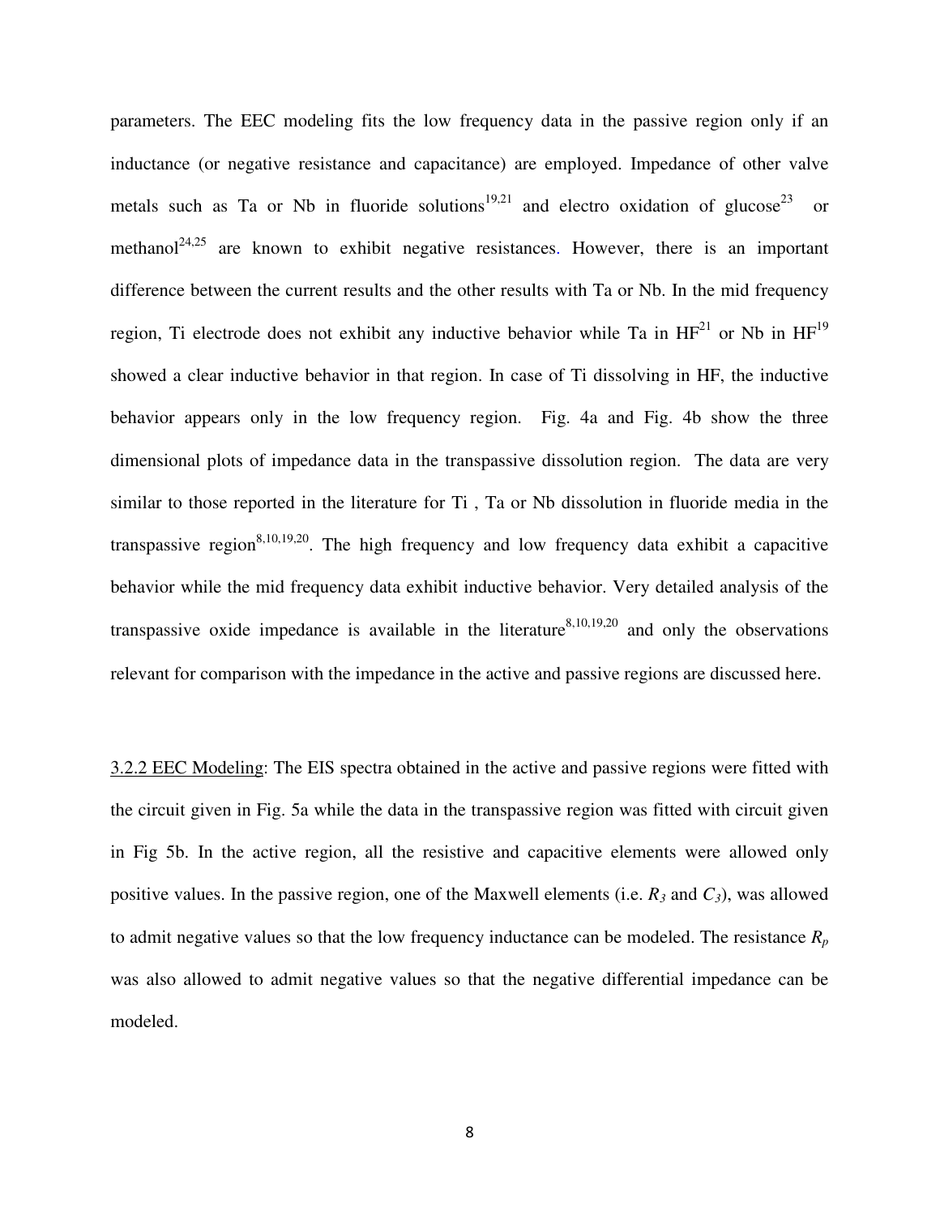parameters. The EEC modeling fits the low frequency data in the passive region only if an inductance (or negative resistance and capacitance) are employed. Impedance of other valve metals such as Ta or Nb in fluoride solutions[19,21] and electro oxidation of glucose[23] or methanol[24,25] are known to exhibit negative resistances. However, there is an important difference between the current results and the other results with Ta or Nb. In the mid frequency region, Ti electrode does not exhibit any inductive behavior while Ta in HF[21] or Nb in HF[19] showed a clear inductive behavior in that region. In case of Ti dissolving in HF, the inductive behavior appears only in the low frequency region. Fig. 4a and Fig. 4b show the three dimensional plots of impedance data in the transpassive dissolution region. The data are very similar to those reported in the literature for Ti , Ta or Nb dissolution in fluoride media in the transpassive region[8,10,19,20]. The high frequency and low frequency data exhibit a capacitive behavior while the mid frequency data exhibit inductive behavior. Very detailed analysis of the transpassive oxide impedance is available in the literature[8,10,19,20] and only the observations relevant for comparison with the impedance in the active and passive regions are discussed here.

3.2.2 EEC Modeling: The EIS spectra obtained in the active and passive regions were fitted with the circuit given in Fig. 5a while the data in the transpassive region was fitted with circuit given in Fig 5b. In the active region, all the resistive and capacitive elements were allowed only positive values. In the passive region, one of the Maxwell elements (i.e. $R_3$ and $C_3$), was allowed to admit negative values so that the low frequency inductance can be modeled. The resistance $R_p$ was also allowed to admit negative values so that the negative differential impedance can be modeled.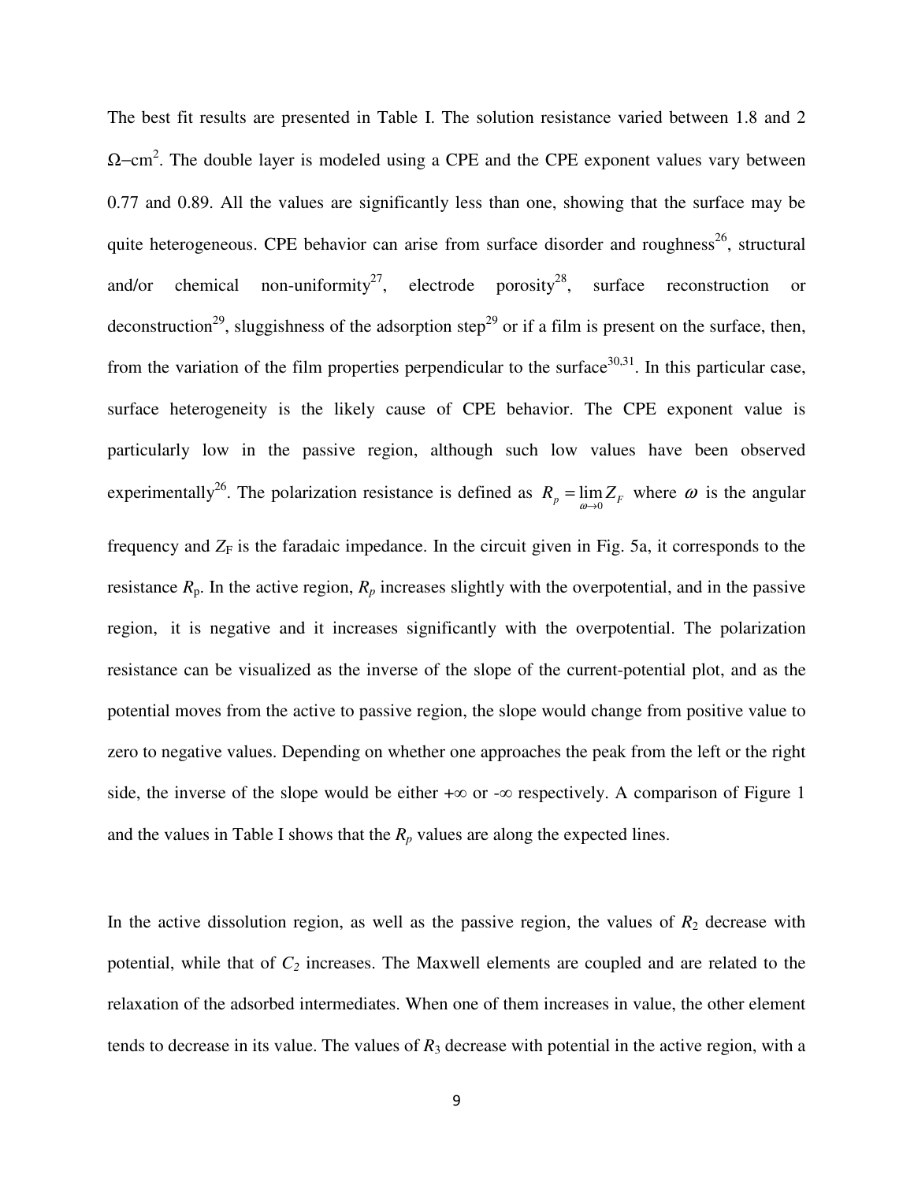The best fit results are presented in Table I. The solution resistance varied between 1.8 and 2 $\Omega$–cm$^2$. The double layer is modeled using a CPE and the CPE exponent values vary between 0.77 and 0.89. All the values are significantly less than one, showing that the surface may be quite heterogeneous. CPE behavior can arise from surface disorder and roughness[26], structural and/or chemical non-uniformity[27], electrode porosity[28], surface reconstruction or deconstruction[29], sluggishness of the adsorption step[29] or if a film is present on the surface, then, from the variation of the film properties perpendicular to the surface[30,31]. In this particular case, surface heterogeneity is the likely cause of CPE behavior. The CPE exponent value is particularly low in the passive region, although such low values have been observed experimentally[26]. The polarization resistance is defined as $R_p = \lim_{\omega \to 0} Z_F$ where $\omega$ is the angular frequency and $Z_F$ is the faradaic impedance. In the circuit given in Fig. 5a, it corresponds to the resistance $R_p$. In the active region, $R_p$ increases slightly with the overpotential, and in the passive region, it is negative and it increases significantly with the overpotential. The polarization resistance can be visualized as the inverse of the slope of the current-potential plot, and as the potential moves from the active to passive region, the slope would change from positive value to zero to negative values. Depending on whether one approaches the peak from the left or the right side, the inverse of the slope would be either $+\infty$ or $-\infty$ respectively. A comparison of Figure 1 and the values in Table I shows that the $R_p$ values are along the expected lines.

In the active dissolution region, as well as the passive region, the values of $R_2$ decrease with potential, while that of $C_2$ increases. The Maxwell elements are coupled and are related to the relaxation of the adsorbed intermediates. When one of them increases in value, the other element tends to decrease in its value. The values of $R_3$ decrease with potential in the active region, with a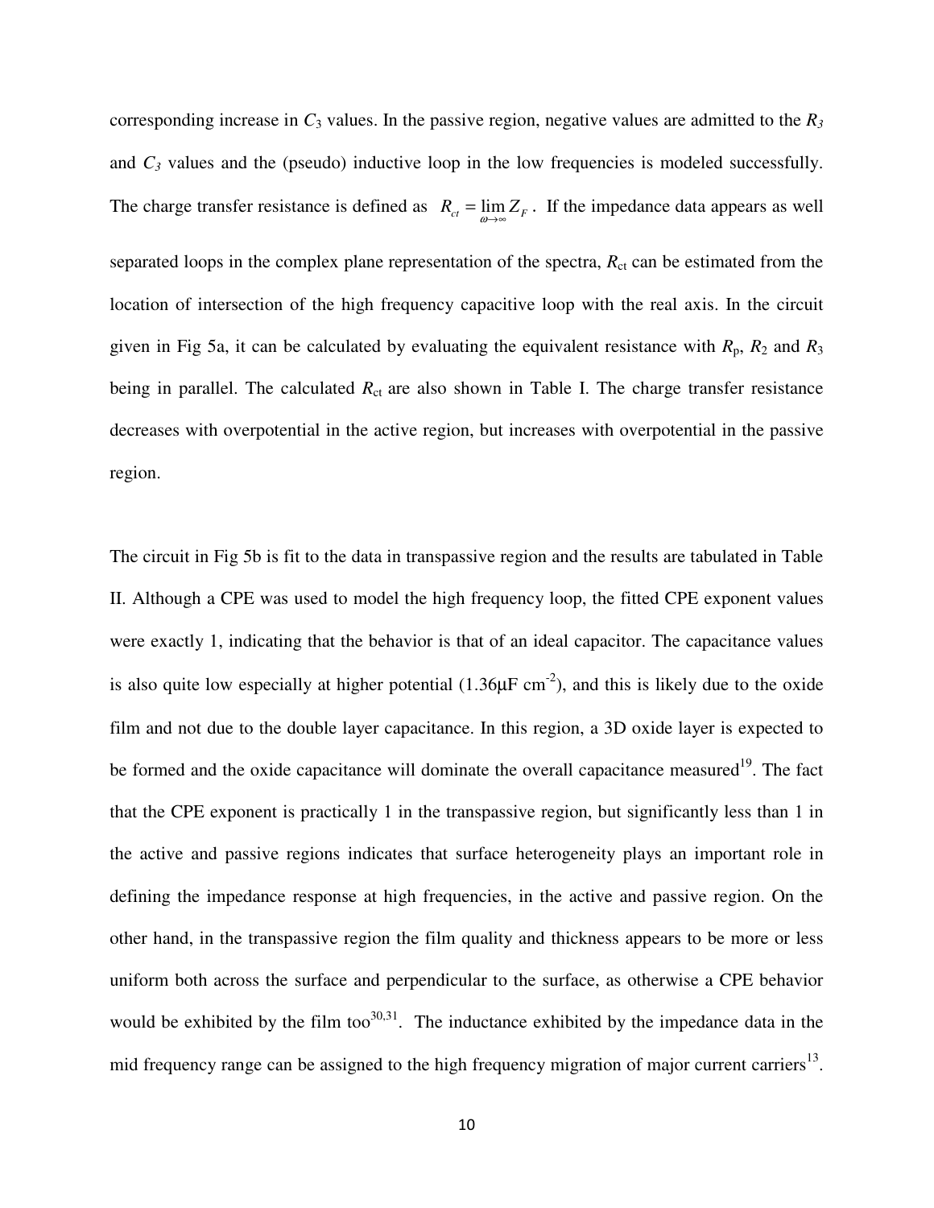corresponding increase in $C_3$ values. In the passive region, negative values are admitted to the $R_3$ and $C_3$ values and the (pseudo) inductive loop in the low frequencies is modeled successfully. The charge transfer resistance is defined as $R_{ct} = \lim_{\omega \to \infty} Z_F$. If the impedance data appears as well separated loops in the complex plane representation of the spectra, $R_{ct}$ can be estimated from the location of intersection of the high frequency capacitive loop with the real axis. In the circuit given in Fig 5a, it can be calculated by evaluating the equivalent resistance with $R_p$, $R_2$ and $R_3$ being in parallel. The calculated $R_{ct}$ are also shown in Table I. The charge transfer resistance decreases with overpotential in the active region, but increases with overpotential in the passive region.

The circuit in Fig 5b is fit to the data in transpassive region and the results are tabulated in Table II. Although a CPE was used to model the high frequency loop, the fitted CPE exponent values were exactly 1, indicating that the behavior is that of an ideal capacitor. The capacitance values is also quite low especially at higher potential (1.36μF cm$^{-2}$), and this is likely due to the oxide film and not due to the double layer capacitance. In this region, a 3D oxide layer is expected to be formed and the oxide capacitance will dominate the overall capacitance measured[19]. The fact that the CPE exponent is practically 1 in the transpassive region, but significantly less than 1 in the active and passive regions indicates that surface heterogeneity plays an important role in defining the impedance response at high frequencies, in the active and passive region. On the other hand, in the transpassive region the film quality and thickness appears to be more or less uniform both across the surface and perpendicular to the surface, as otherwise a CPE behavior would be exhibited by the film too[30,31]. The inductance exhibited by the impedance data in the mid frequency range can be assigned to the high frequency migration of major current carriers[13].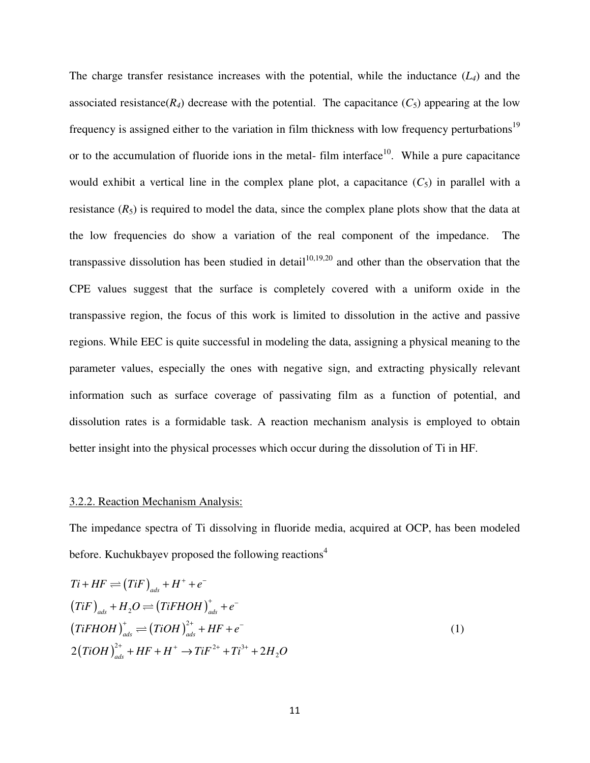The charge transfer resistance increases with the potential, while the inductance ($L_4$) and the associated resistance($R_4$) decrease with the potential. The capacitance ($C_5$) appearing at the low frequency is assigned either to the variation in film thickness with low frequency perturbations[19] or to the accumulation of fluoride ions in the metal- film interface[10]. While a pure capacitance would exhibit a vertical line in the complex plane plot, a capacitance ($C_5$) in parallel with a resistance ($R_5$) is required to model the data, since the complex plane plots show that the data at the low frequencies do show a variation of the real component of the impedance. The transpassive dissolution has been studied in detail[10,19,20] and other than the observation that the CPE values suggest that the surface is completely covered with a uniform oxide in the transpassive region, the focus of this work is limited to dissolution in the active and passive regions. While EEC is quite successful in modeling the data, assigning a physical meaning to the parameter values, especially the ones with negative sign, and extracting physically relevant information such as surface coverage of passivating film as a function of potential, and dissolution rates is a formidable task. A reaction mechanism analysis is employed to obtain better insight into the physical processes which occur during the dissolution of Ti in HF.

### 3.2.2. Reaction Mechanism Analysis:

The impedance spectra of Ti dissolving in fluoride media, acquired at OCP, has been modeled before. Kuchukbayev proposed the following reactions[4]

$$
\begin{aligned}
& Ti + HF \rightleftharpoons (TiF)_{ads} + H^{+} + e^{-} \\
& (TiF)_{ads} + H_2O \rightleftharpoons (TiFHOH)_{ads}^{+} + e^{-} \\
& (TiFHOH)_{ads}^{+} \rightleftharpoons (TiOH)_{ads}^{2+} + HF + e^{-} \\
& 2(TiOH)_{ads}^{2+} + HF + H^{+} \rightarrow TiF^{2+} + Ti^{3+} + 2H_2O
\end{aligned}
\tag{1}
$$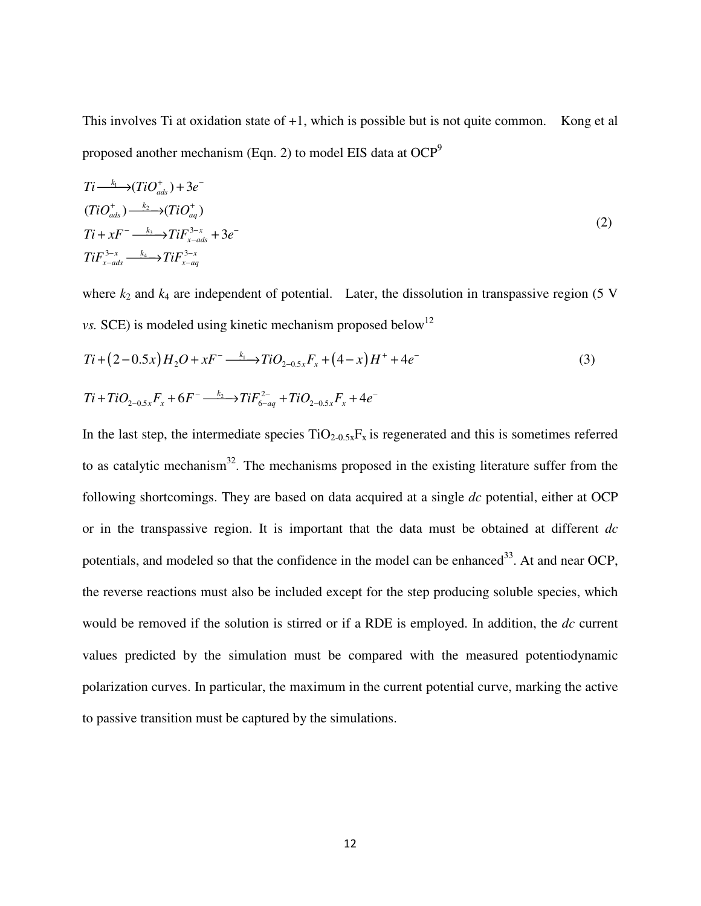This involves Ti at oxidation state of +1, which is possible but is not quite common. Kong et al proposed another mechanism (Eqn. 2) to model EIS data at OCP[9]

$$
\begin{aligned}
&Ti \xrightarrow{k_1} (TiO_{ads}^{+}) + 3e^{-} \\
&(TiO_{ads}^{+}) \xrightarrow{k_2} (TiO_{aq}^{+}) \\
&Ti + xF^{-} \xrightarrow{k_3} TiF_{x-ads}^{3-x} + 3e^{-} \\
&TiF_{x-ads}^{3-x} \xrightarrow{k_4} TiF_{x-aq}^{3-x}
\end{aligned} \tag{2}
$$

where $k_2$ and $k_4$ are independent of potential. Later, the dissolution in transpassive region (5 V *vs.* SCE) is modeled using kinetic mechanism proposed below[12]

$$
Ti + (2-0.5x)H_2O + xF^{-} \xrightarrow{k_1} TiO_{2-0.5x}F_x + (4-x)H^{+} + 4e^{-} \tag{3}
$$

$$
Ti + TiO_{2-0.5x}F_x + 6F^{-} \xrightarrow{k_2} TiF_{6-aq}^{2-} + TiO_{2-0.5x}F_x + 4e^{-}
$$

In the last step, the intermediate species $TiO_{2-0.5x}F_x$ is regenerated and this is sometimes referred to as catalytic mechanism[32]. The mechanisms proposed in the existing literature suffer from the following shortcomings. They are based on data acquired at a single *dc* potential, either at OCP or in the transpassive region. It is important that the data must be obtained at different *dc* potentials, and modeled so that the confidence in the model can be enhanced[33]. At and near OCP, the reverse reactions must also be included except for the step producing soluble species, which would be removed if the solution is stirred or if a RDE is employed. In addition, the *dc* current values predicted by the simulation must be compared with the measured potentiodynamic polarization curves. In particular, the maximum in the current potential curve, marking the active to passive transition must be captured by the simulations.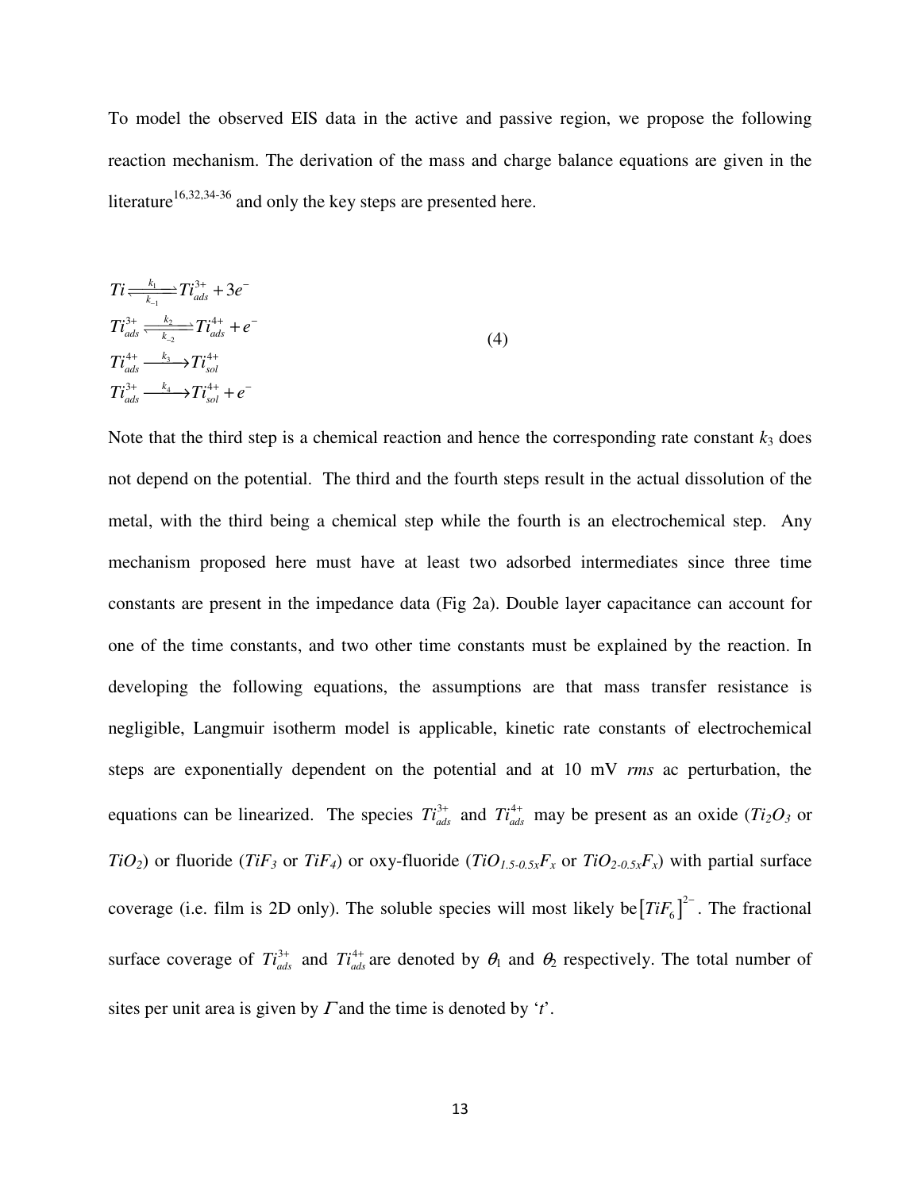To model the observed EIS data in the active and passive region, we propose the following reaction mechanism. The derivation of the mass and charge balance equations are given in the literature[16,32,34-36] and only the key steps are presented here.

$$
\begin{aligned}
&Ti \underset{k_{-1}}{\overset{k_1}{\rightleftharpoons}} Ti_{ads}^{3+} + 3e^- \\
&Ti_{ads}^{3+} \underset{k_{-2}}{\overset{k_2}{\rightleftharpoons}} Ti_{ads}^{4+} + e^- \\
&Ti_{ads}^{4+} \xrightarrow{k_3} Ti_{sol}^{4+} \\
&Ti_{ads}^{3+} \xrightarrow{k_4} Ti_{sol}^{4+} + e^-
\end{aligned} \tag{4}
$$

Note that the third step is a chemical reaction and hence the corresponding rate constant $k_3$ does not depend on the potential. The third and the fourth steps result in the actual dissolution of the metal, with the third being a chemical step while the fourth is an electrochemical step. Any mechanism proposed here must have at least two adsorbed intermediates since three time constants are present in the impedance data (Fig 2a). Double layer capacitance can account for one of the time constants, and two other time constants must be explained by the reaction. In developing the following equations, the assumptions are that mass transfer resistance is negligible, Langmuir isotherm model is applicable, kinetic rate constants of electrochemical steps are exponentially dependent on the potential and at 10 mV *rms* ac perturbation, the equations can be linearized. The species $Ti_{ads}^{3+}$ and $Ti_{ads}^{4+}$ may be present as an oxide ($Ti_2O_3$ or $TiO_2$) or fluoride ($TiF_3$ or $TiF_4$) or oxy-fluoride ($TiO_{1.5-0.5x}F_x$ or $TiO_{2-0.5x}F_x$) with partial surface coverage (i.e. film is 2D only). The soluble species will most likely be $[TiF_6]^{2-}$. The fractional surface coverage of $Ti_{ads}^{3+}$ and $Ti_{ads}^{4+}$ are denoted by $\theta_1$ and $\theta_2$ respectively. The total number of sites per unit area is given by $\Gamma$ and the time is denoted by '$t$'.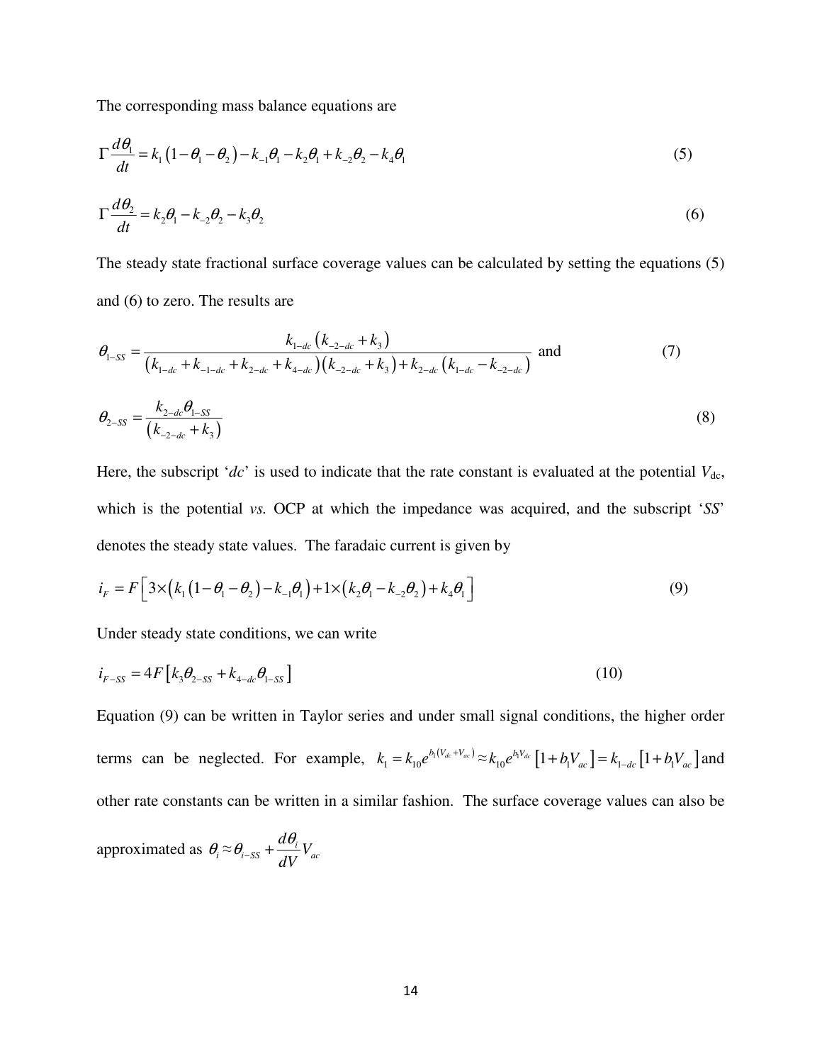The corresponding mass balance equations are

$$\Gamma \frac{d\theta_1}{dt} = k_1\left(1-\theta_1-\theta_2\right) - k_{-1}\theta_1 - k_2\theta_1 + k_{-2}\theta_2 - k_4\theta_1 \tag{5}$$

$$\Gamma \frac{d\theta_2}{dt} = k_2\theta_1 - k_{-2}\theta_2 - k_3\theta_2 \tag{6}$$

The steady state fractional surface coverage values can be calculated by setting the equations (5) and (6) to zero. The results are

$$\theta_{1-SS} = \frac{k_{1-dc}\left(k_{-2-dc}+k_3\right)}{\left(k_{1-dc}+k_{-1-dc}+k_{2-dc}+k_{4-dc}\right)\left(k_{-2-dc}+k_3\right)+k_{2-dc}\left(k_{1-dc}-k_{-2-dc}\right)} \text{ and} \tag{7}$$

$$\theta_{2-SS} = \frac{k_{2-dc}\theta_{1-SS}}{\left(k_{-2-dc}+k_3\right)} \tag{8}$$

Here, the subscript '*dc*' is used to indicate that the rate constant is evaluated at the potential $V_{dc}$, which is the potential *vs.* OCP at which the impedance was acquired, and the subscript '*SS*' denotes the steady state values. The faradaic current is given by

$$i_F = F\left[3\times\left(k_1\left(1-\theta_1-\theta_2\right)-k_{-1}\theta_1\right)+1\times\left(k_2\theta_1-k_{-2}\theta_2\right)+k_4\theta_1\right] \tag{9}$$

Under steady state conditions, we can write

$$i_{F-SS} = 4F\left[k_3\theta_{2-SS}+k_{4-dc}\theta_{1-SS}\right] \tag{10}$$

Equation (9) can be written in Taylor series and under small signal conditions, the higher order terms can be neglected. For example, $k_1 = k_{10}e^{b_1\left(V_{dc}+V_{ac}\right)} \approx k_{10}e^{b_1V_{dc}}\left[1+b_1V_{ac}\right] = k_{1-dc}\left[1+b_1V_{ac}\right]$ and other rate constants can be written in a similar fashion. The surface coverage values can also be approximated as $\theta_i \approx \theta_{i-SS} + \frac{d\theta_i}{dV}V_{ac}$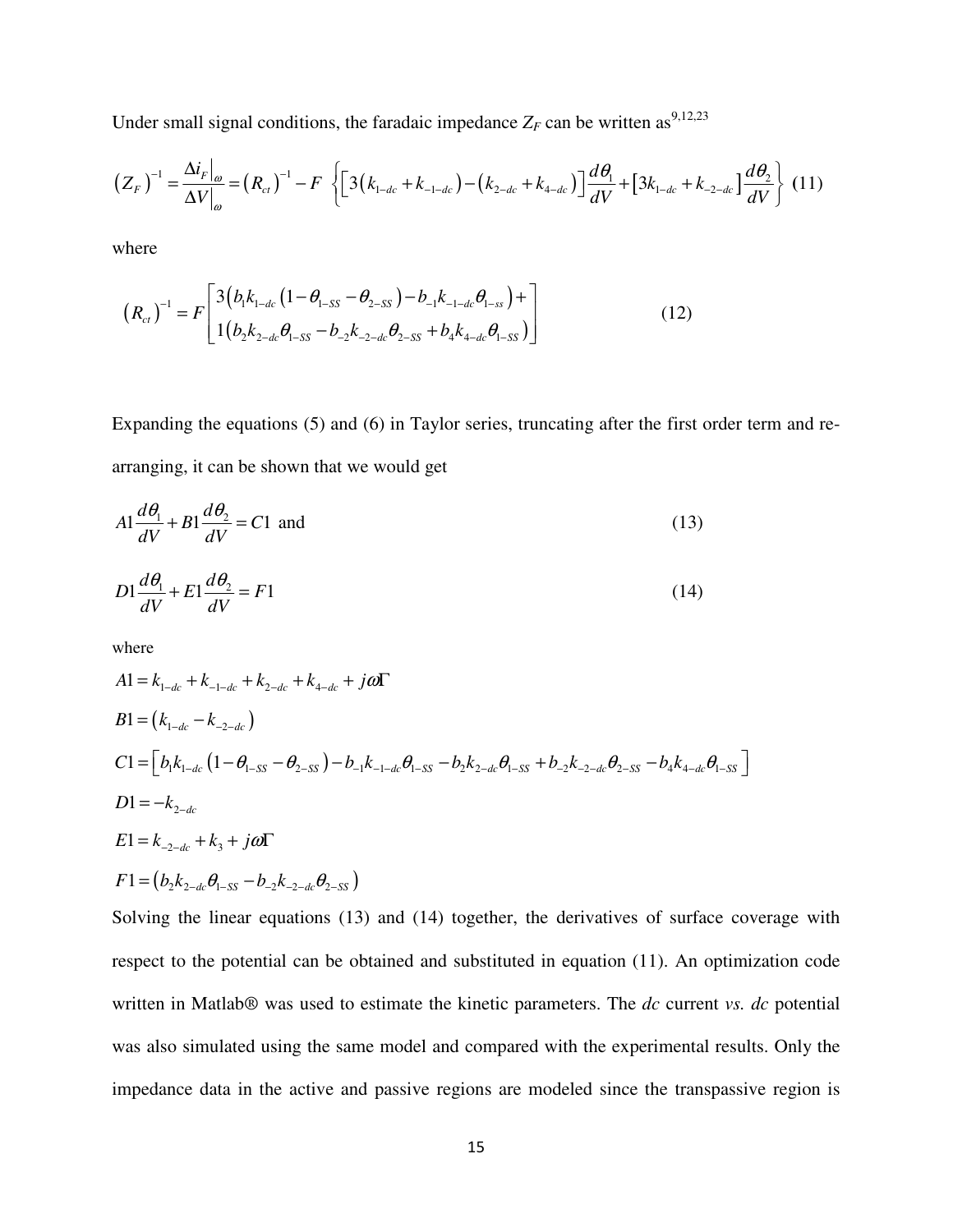Under small signal conditions, the faradaic impedance $Z_F$ can be written as[9,12,23]

$$\left(Z_F\right)^{-1} = \frac{\Delta i_F\big|_\omega}{\Delta V\big|_\omega} = \left(R_{ct}\right)^{-1} - F\ \left\{\left[3\left(k_{1-dc} + k_{-1-dc}\right) - \left(k_{2-dc} + k_{4-dc}\right)\right]\frac{d\theta_1}{dV} + \left[3k_{1-dc} + k_{-2-dc}\right]\frac{d\theta_2}{dV}\right\} \quad (11)$$

where

$$\left(R_{ct}\right)^{-1} = F\begin{bmatrix} 3\left(b_1 k_{1-dc}\left(1-\theta_{1-SS}-\theta_{2-SS}\right) - b_{-1}k_{-1-dc}\theta_{1-ss}\right) + \\ 1\left(b_2 k_{2-dc}\theta_{1-SS} - b_{-2}k_{-2-dc}\theta_{2-SS} + b_4 k_{4-dc}\theta_{1-SS}\right) \end{bmatrix} \quad (12)$$

Expanding the equations (5) and (6) in Taylor series, truncating after the first order term and re-arranging, it can be shown that we would get

$$A1\frac{d\theta_1}{dV} + B1\frac{d\theta_2}{dV} = C1 \text{ and} \quad (13)$$

$$D1\frac{d\theta_1}{dV} + E1\frac{d\theta_2}{dV} = F1 \quad (14)$$

where

$$A1 = k_{1-dc} + k_{-1-dc} + k_{2-dc} + k_{4-dc} + j\omega\Gamma$$

$$B1 = \left(k_{1-dc} - k_{-2-dc}\right)$$

$$C1 = \left[b_1 k_{1-dc}\left(1-\theta_{1-SS}-\theta_{2-SS}\right) - b_{-1}k_{-1-dc}\theta_{1-SS} - b_2 k_{2-dc}\theta_{1-SS} + b_{-2}k_{-2-dc}\theta_{2-SS} - b_4 k_{4-dc}\theta_{1-SS}\right]$$

$$D1 = -k_{2-dc}$$

$$E1 = k_{-2-dc} + k_3 + j\omega\Gamma$$

$$F1 = \left(b_2 k_{2-dc}\theta_{1-SS} - b_{-2}k_{-2-dc}\theta_{2-SS}\right)$$

Solving the linear equations (13) and (14) together, the derivatives of surface coverage with respect to the potential can be obtained and substituted in equation (11). An optimization code written in Matlab® was used to estimate the kinetic parameters. The *dc* current *vs.* *dc* potential was also simulated using the same model and compared with the experimental results. Only the impedance data in the active and passive regions are modeled since the transpassive region is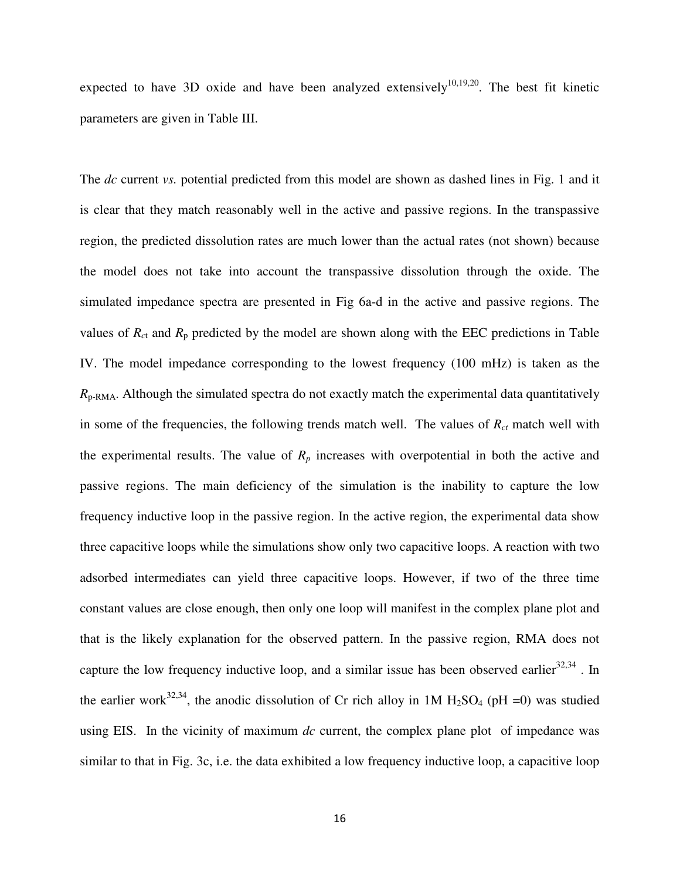expected to have 3D oxide and have been analyzed extensively[10,19,20]. The best fit kinetic parameters are given in Table III.

The *dc* current *vs.* potential predicted from this model are shown as dashed lines in Fig. 1 and it is clear that they match reasonably well in the active and passive regions. In the transpassive region, the predicted dissolution rates are much lower than the actual rates (not shown) because the model does not take into account the transpassive dissolution through the oxide. The simulated impedance spectra are presented in Fig 6a-d in the active and passive regions. The values of $R_{ct}$ and $R_p$ predicted by the model are shown along with the EEC predictions in Table IV. The model impedance corresponding to the lowest frequency (100 mHz) is taken as the $R_{p\text{-RMA}}$. Although the simulated spectra do not exactly match the experimental data quantitatively in some of the frequencies, the following trends match well. The values of $R_{ct}$ match well with the experimental results. The value of $R_p$ increases with overpotential in both the active and passive regions. The main deficiency of the simulation is the inability to capture the low frequency inductive loop in the passive region. In the active region, the experimental data show three capacitive loops while the simulations show only two capacitive loops. A reaction with two adsorbed intermediates can yield three capacitive loops. However, if two of the three time constant values are close enough, then only one loop will manifest in the complex plane plot and that is the likely explanation for the observed pattern. In the passive region, RMA does not capture the low frequency inductive loop, and a similar issue has been observed earlier[32,34] . In the earlier work[32,34], the anodic dissolution of Cr rich alloy in 1M $H_2SO_4$ (pH =0) was studied using EIS. In the vicinity of maximum *dc* current, the complex plane plot of impedance was similar to that in Fig. 3c, i.e. the data exhibited a low frequency inductive loop, a capacitive loop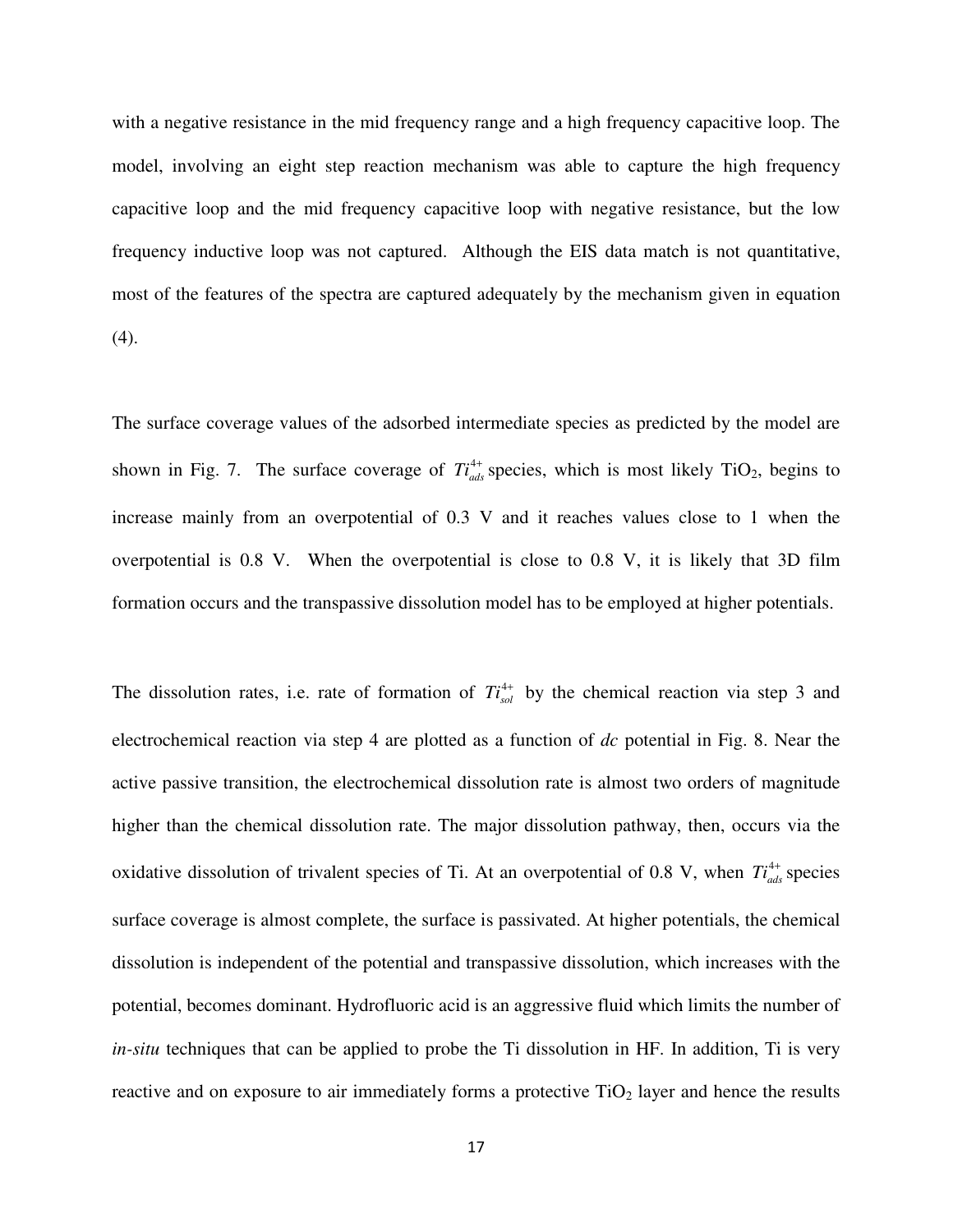with a negative resistance in the mid frequency range and a high frequency capacitive loop. The model, involving an eight step reaction mechanism was able to capture the high frequency capacitive loop and the mid frequency capacitive loop with negative resistance, but the low frequency inductive loop was not captured. Although the EIS data match is not quantitative, most of the features of the spectra are captured adequately by the mechanism given in equation (4).

The surface coverage values of the adsorbed intermediate species as predicted by the model are shown in Fig. 7. The surface coverage of $Ti_{ads}^{4+}$ species, which is most likely $TiO_2$, begins to increase mainly from an overpotential of 0.3 V and it reaches values close to 1 when the overpotential is 0.8 V. When the overpotential is close to 0.8 V, it is likely that 3D film formation occurs and the transpassive dissolution model has to be employed at higher potentials.

The dissolution rates, i.e. rate of formation of $Ti_{sol}^{4+}$ by the chemical reaction via step 3 and electrochemical reaction via step 4 are plotted as a function of *dc* potential in Fig. 8. Near the active passive transition, the electrochemical dissolution rate is almost two orders of magnitude higher than the chemical dissolution rate. The major dissolution pathway, then, occurs via the oxidative dissolution of trivalent species of Ti. At an overpotential of 0.8 V, when $Ti_{ads}^{4+}$ species surface coverage is almost complete, the surface is passivated. At higher potentials, the chemical dissolution is independent of the potential and transpassive dissolution, which increases with the potential, becomes dominant. Hydrofluoric acid is an aggressive fluid which limits the number of *in-situ* techniques that can be applied to probe the Ti dissolution in HF. In addition, Ti is very reactive and on exposure to air immediately forms a protective $TiO_2$ layer and hence the results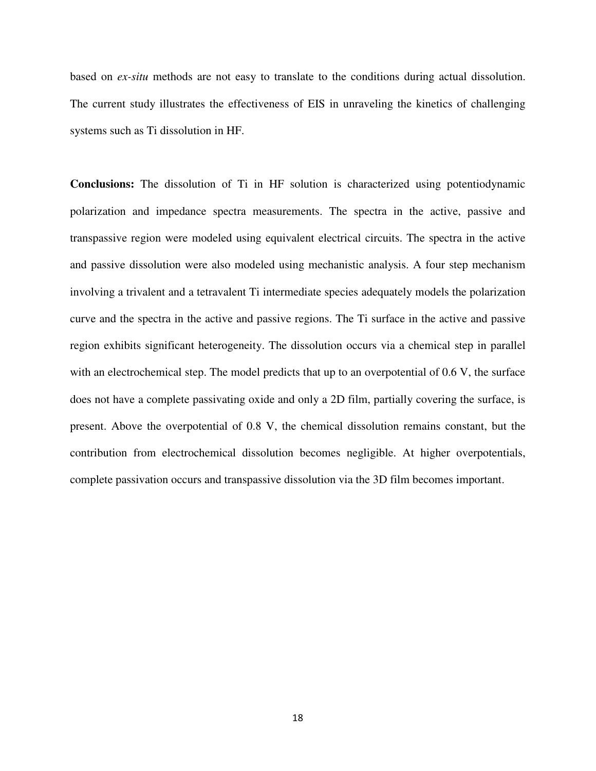based on *ex-situ* methods are not easy to translate to the conditions during actual dissolution. The current study illustrates the effectiveness of EIS in unraveling the kinetics of challenging systems such as Ti dissolution in HF.

**Conclusions:** The dissolution of Ti in HF solution is characterized using potentiodynamic polarization and impedance spectra measurements. The spectra in the active, passive and transpassive region were modeled using equivalent electrical circuits. The spectra in the active and passive dissolution were also modeled using mechanistic analysis. A four step mechanism involving a trivalent and a tetravalent Ti intermediate species adequately models the polarization curve and the spectra in the active and passive regions. The Ti surface in the active and passive region exhibits significant heterogeneity. The dissolution occurs via a chemical step in parallel with an electrochemical step. The model predicts that up to an overpotential of 0.6 V, the surface does not have a complete passivating oxide and only a 2D film, partially covering the surface, is present. Above the overpotential of 0.8 V, the chemical dissolution remains constant, but the contribution from electrochemical dissolution becomes negligible. At higher overpotentials, complete passivation occurs and transpassive dissolution via the 3D film becomes important.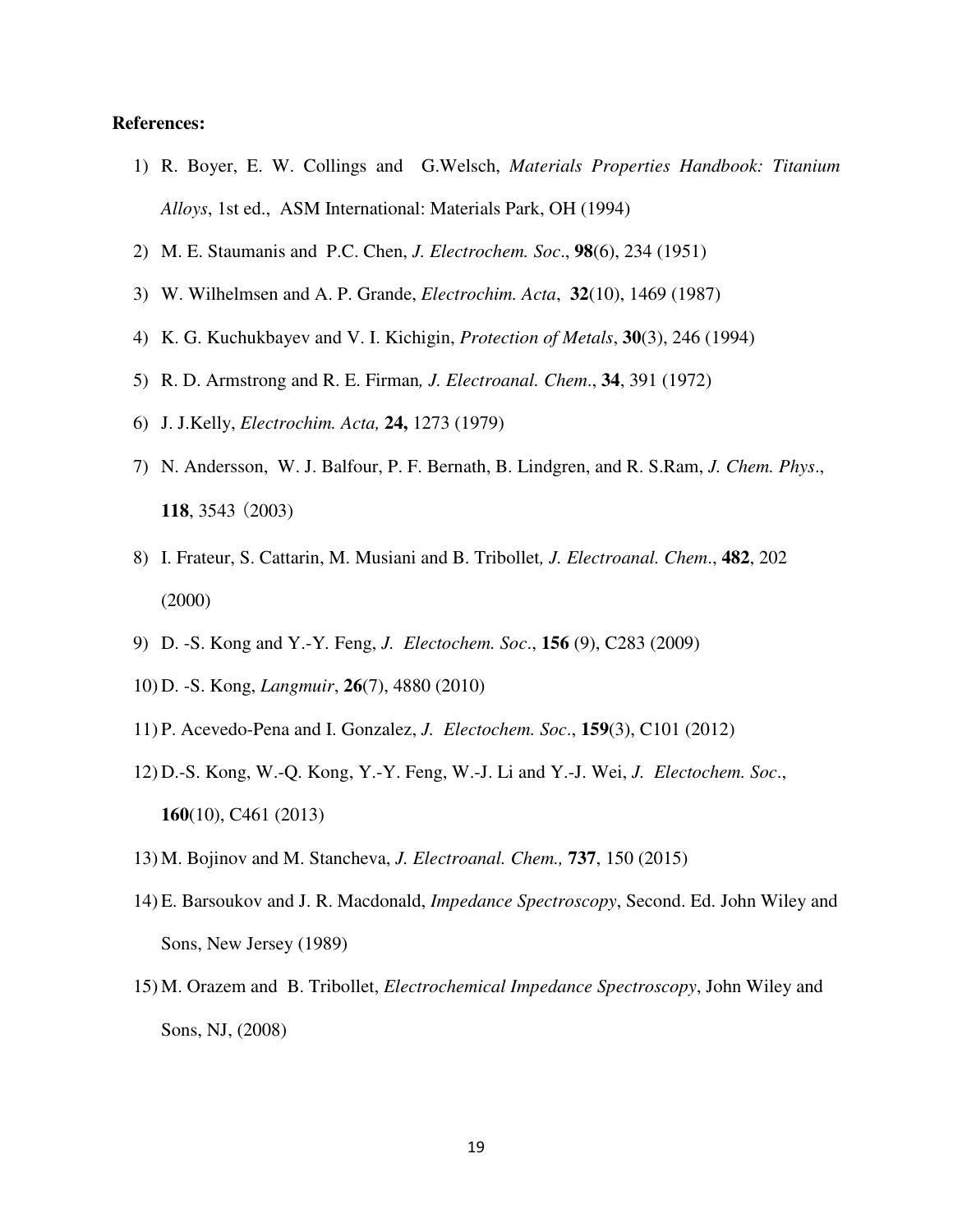**References:**

1) R. Boyer, E. W. Collings and G.Welsch, *Materials Properties Handbook: Titanium Alloys*, 1st ed., ASM International: Materials Park, OH (1994)
2) M. E. Staumanis and P.C. Chen, *J. Electrochem. Soc*., **98**(6), 234 (1951)
3) W. Wilhelmsen and A. P. Grande, *Electrochim. Acta*, **32**(10), 1469 (1987)
4) K. G. Kuchukbayev and V. I. Kichigin, *Protection of Metals*, **30**(3), 246 (1994)
5) R. D. Armstrong and R. E. Firman*, J. Electroanal. Chem*., **34**, 391 (1972)
6) J. J.Kelly, *Electrochim. Acta,* **24,** 1273 (1979)
7) N. Andersson, W. J. Balfour, P. F. Bernath, B. Lindgren, and R. S.Ram, *J. Chem. Phys*., **118**, 3543（2003)
8) I. Frateur, S. Cattarin, M. Musiani and B. Tribollet*, J. Electroanal. Chem*., **482**, 202 (2000)
9) D. -S. Kong and Y.-Y. Feng, *J. Electochem. Soc*., **156** (9), C283 (2009)
10) D. -S. Kong, *Langmuir*, **26**(7), 4880 (2010)
11) P. Acevedo-Pena and I. Gonzalez, *J. Electochem. Soc*., **159**(3), C101 (2012)
12) D.-S. Kong, W.-Q. Kong, Y.-Y. Feng, W.-J. Li and Y.-J. Wei, *J. Electochem. Soc*., **160**(10), C461 (2013)
13) M. Bojinov and M. Stancheva, *J. Electroanal. Chem.,* **737**, 150 (2015)
14) E. Barsoukov and J. R. Macdonald, *Impedance Spectroscopy*, Second. Ed. John Wiley and Sons, New Jersey (1989)
15) M. Orazem and B. Tribollet, *Electrochemical Impedance Spectroscopy*, John Wiley and Sons, NJ, (2008)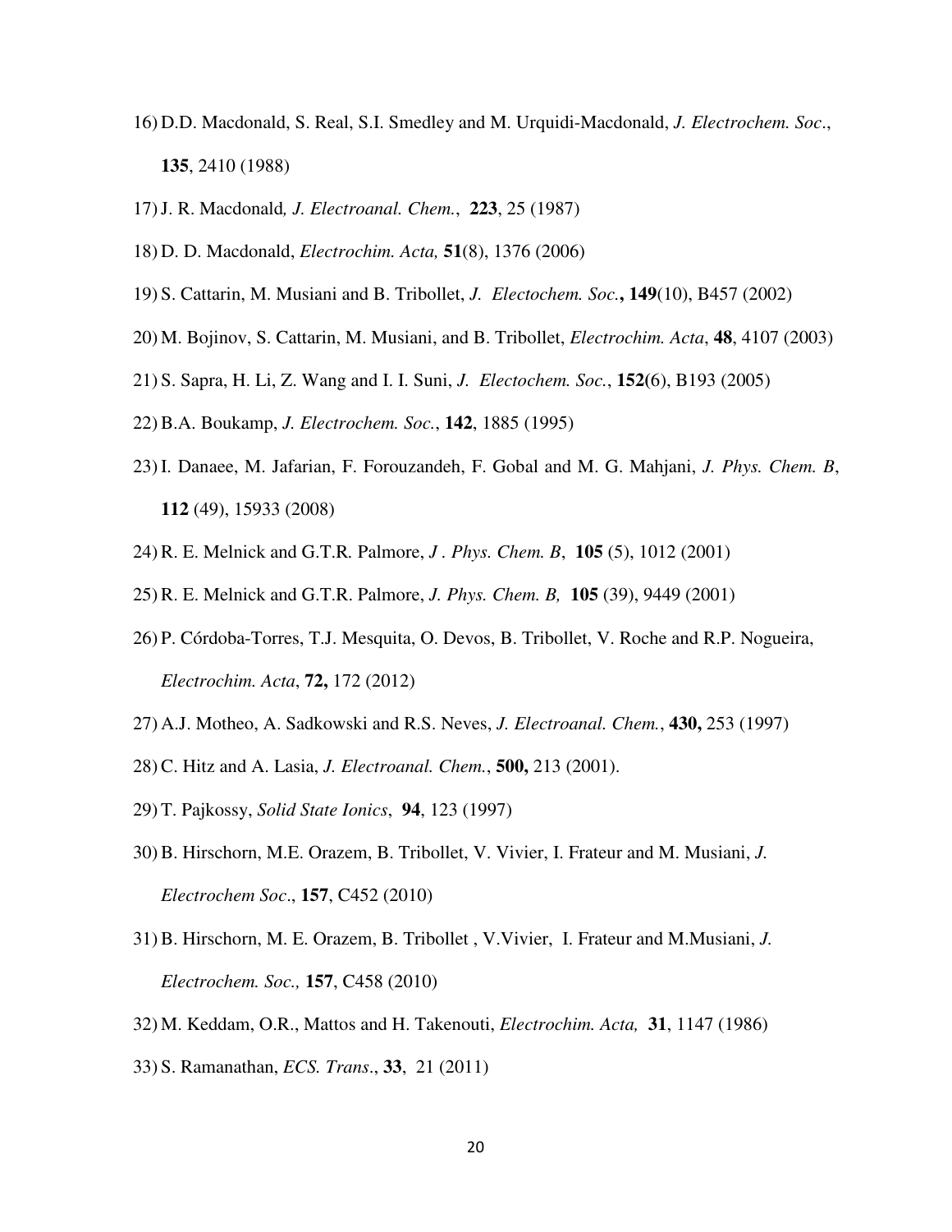16) D.D. Macdonald, S. Real, S.I. Smedley and M. Urquidi-Macdonald, *J. Electrochem. Soc*., **135**, 2410 (1988)

17) J. R. Macdonald*, J. Electroanal. Chem.*, **223**, 25 (1987)

18) D. D. Macdonald, *Electrochim. Acta,* **51**(8), 1376 (2006)

19) S. Cattarin, M. Musiani and B. Tribollet, *J. Electochem. Soc.***, 149**(10), B457 (2002)

20) M. Bojinov, S. Cattarin, M. Musiani, and B. Tribollet, *Electrochim. Acta*, **48**, 4107 (2003)

21) S. Sapra, H. Li, Z. Wang and I. I. Suni, *J. Electochem. Soc.*, **152(**6), B193 (2005)

22) B.A. Boukamp, *J. Electrochem. Soc.*, **142**, 1885 (1995)

23) I. Danaee, M. Jafarian, F. Forouzandeh, F. Gobal and M. G. Mahjani, *J. Phys. Chem. B*, **112** (49), 15933 (2008)

24) R. E. Melnick and G.T.R. Palmore, *J . Phys. Chem. B*, **105** (5), 1012 (2001)

25) R. E. Melnick and G.T.R. Palmore, *J. Phys. Chem. B,* **105** (39), 9449 (2001)

26) P. Córdoba-Torres, T.J. Mesquita, O. Devos, B. Tribollet, V. Roche and R.P. Nogueira, *Electrochim. Acta*, **72,** 172 (2012)

27) A.J. Motheo, A. Sadkowski and R.S. Neves, *J. Electroanal. Chem.*, **430,** 253 (1997)

28) C. Hitz and A. Lasia, *J. Electroanal. Chem.*, **500,** 213 (2001).

29) T. Pajkossy, *Solid State Ionics*, **94**, 123 (1997)

30) B. Hirschorn, M.E. Orazem, B. Tribollet, V. Vivier, I. Frateur and M. Musiani, *J. Electrochem Soc*., **157**, C452 (2010)

31) B. Hirschorn, M. E. Orazem, B. Tribollet , V.Vivier, I. Frateur and M.Musiani, *J. Electrochem. Soc.,* **157**, C458 (2010)

32) M. Keddam, O.R., Mattos and H. Takenouti, *Electrochim. Acta,* **31**, 1147 (1986)

33) S. Ramanathan, *ECS. Trans*., **33**, 21 (2011)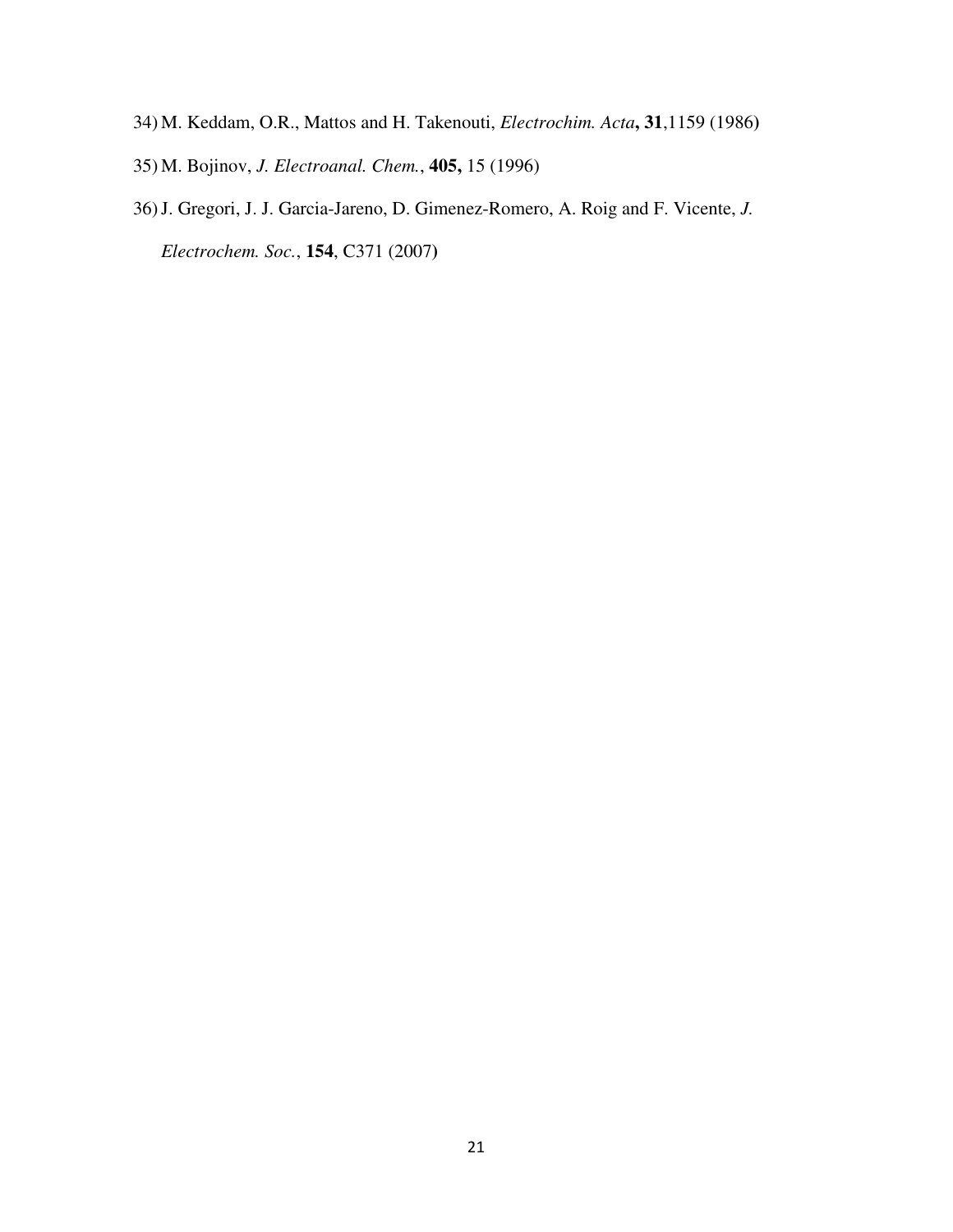34) M. Keddam, O.R., Mattos and H. Takenouti, *Electrochim. Acta*, **31**,1159 (1986)

35) M. Bojinov, *J. Electroanal. Chem.*, **405,** 15 (1996)

36) J. Gregori, J. J. Garcia-Jareno, D. Gimenez-Romero, A. Roig and F. Vicente, *J. Electrochem. Soc.*, **154**, C371 (2007)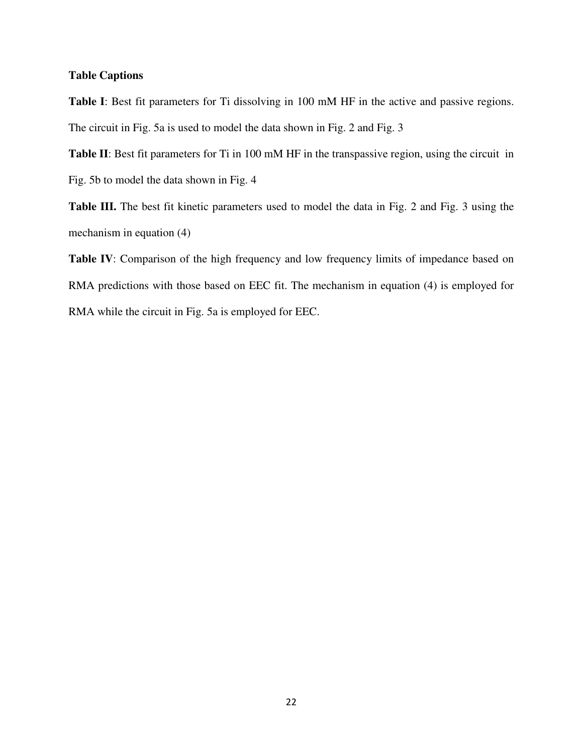## Table Captions

**Table I**: Best fit parameters for Ti dissolving in 100 mM HF in the active and passive regions. The circuit in Fig. 5a is used to model the data shown in Fig. 2 and Fig. 3

**Table II**: Best fit parameters for Ti in 100 mM HF in the transpassive region, using the circuit in Fig. 5b to model the data shown in Fig. 4

**Table III.** The best fit kinetic parameters used to model the data in Fig. 2 and Fig. 3 using the mechanism in equation (4)

**Table IV**: Comparison of the high frequency and low frequency limits of impedance based on RMA predictions with those based on EEC fit. The mechanism in equation (4) is employed for RMA while the circuit in Fig. 5a is employed for EEC.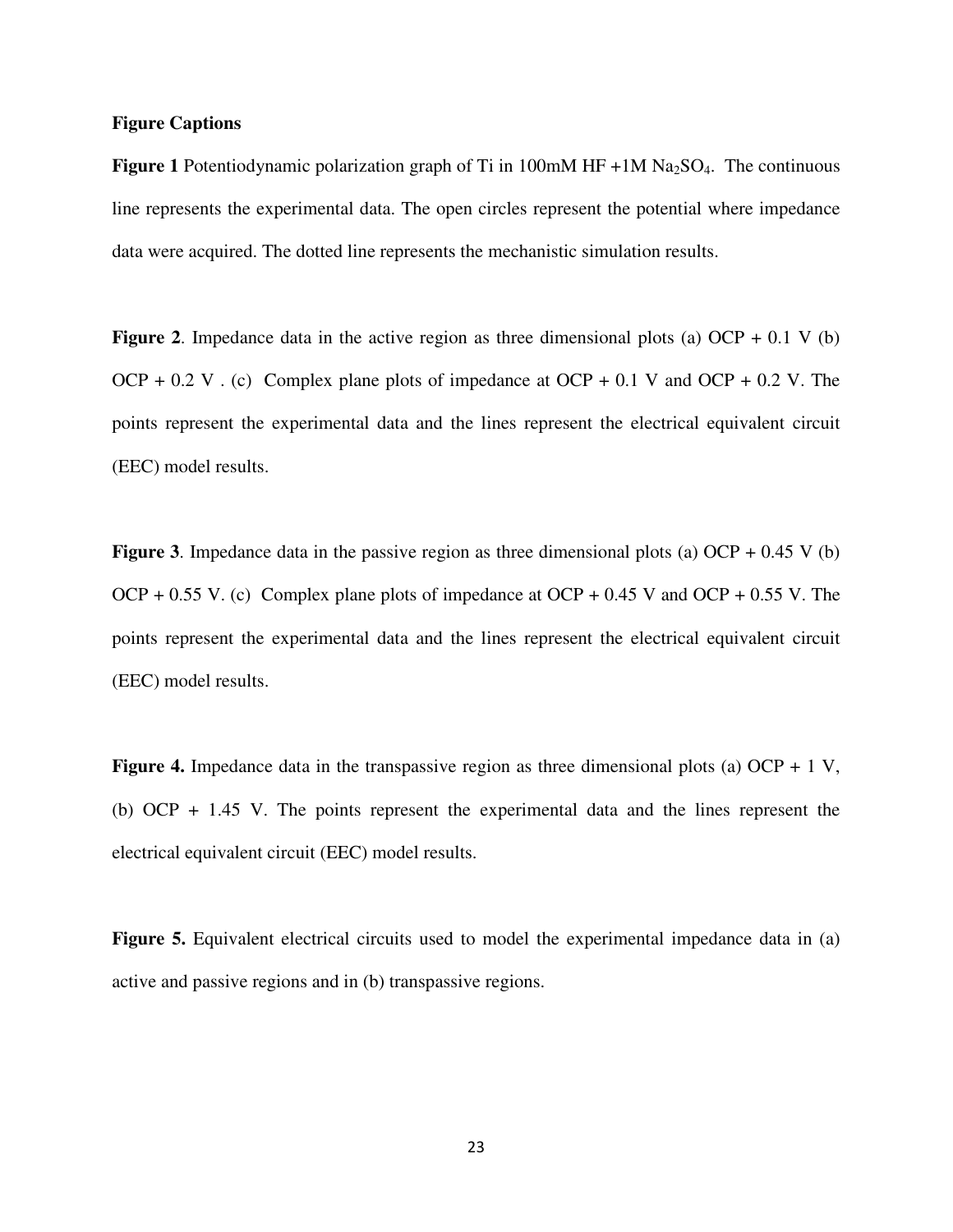**Figure Captions**

**Figure 1** Potentiodynamic polarization graph of Ti in 100mM HF +1M $Na_2SO_4$. The continuous line represents the experimental data. The open circles represent the potential where impedance data were acquired. The dotted line represents the mechanistic simulation results.

**Figure 2**. Impedance data in the active region as three dimensional plots (a) OCP + 0.1 V (b) OCP + 0.2 V . (c) Complex plane plots of impedance at OCP + 0.1 V and OCP + 0.2 V. The points represent the experimental data and the lines represent the electrical equivalent circuit (EEC) model results.

**Figure 3**. Impedance data in the passive region as three dimensional plots (a) OCP + 0.45 V (b) OCP + 0.55 V. (c) Complex plane plots of impedance at OCP + 0.45 V and OCP + 0.55 V. The points represent the experimental data and the lines represent the electrical equivalent circuit (EEC) model results.

**Figure 4.** Impedance data in the transpassive region as three dimensional plots (a) OCP + 1 V, (b) OCP + 1.45 V. The points represent the experimental data and the lines represent the electrical equivalent circuit (EEC) model results.

**Figure 5.** Equivalent electrical circuits used to model the experimental impedance data in (a) active and passive regions and in (b) transpassive regions.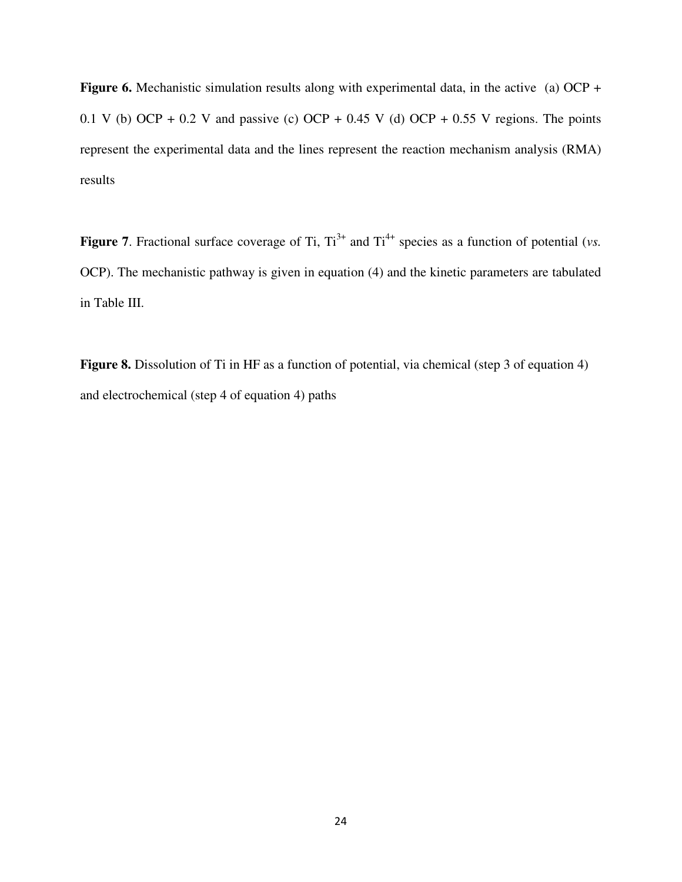**Figure 6.** Mechanistic simulation results along with experimental data, in the active (a) OCP + 0.1 V (b) OCP + 0.2 V and passive (c) OCP + 0.45 V (d) OCP + 0.55 V regions. The points represent the experimental data and the lines represent the reaction mechanism analysis (RMA) results

**Figure 7**. Fractional surface coverage of Ti, $Ti^{3+}$ and $Ti^{4+}$ species as a function of potential (*vs.* OCP). The mechanistic pathway is given in equation (4) and the kinetic parameters are tabulated in Table III.

**Figure 8.** Dissolution of Ti in HF as a function of potential, via chemical (step 3 of equation 4) and electrochemical (step 4 of equation 4) paths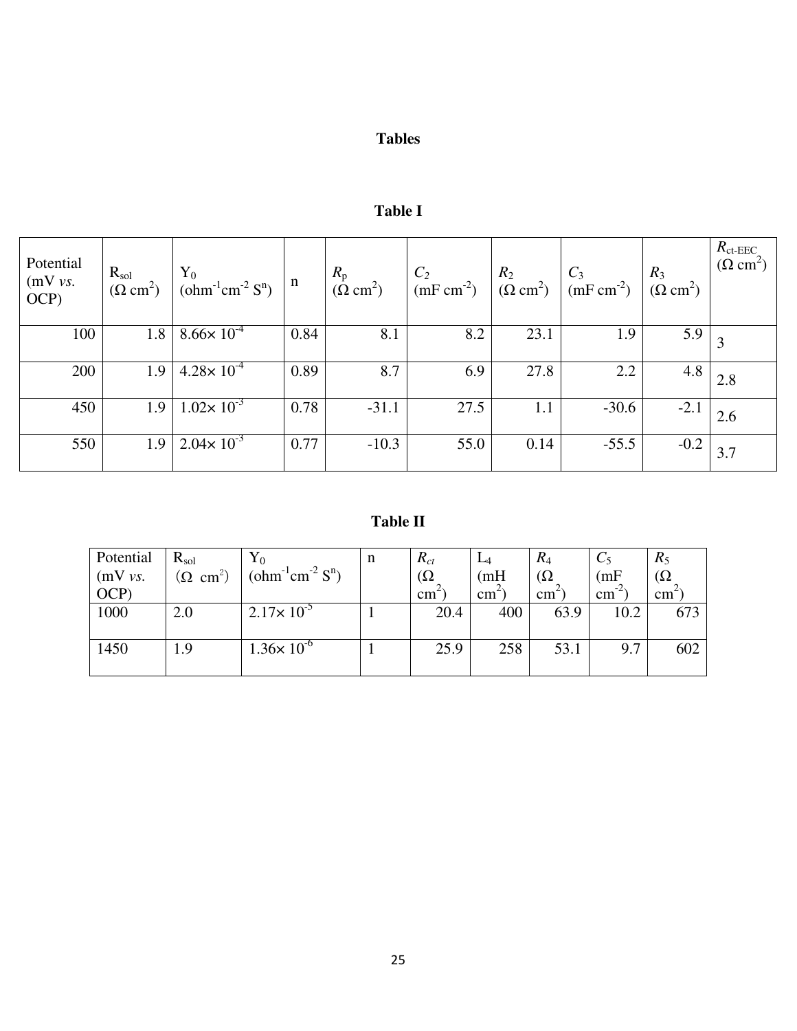# Tables

## Table I

| Potential (mV *vs.* OCP) | $R_{sol}$ ($\Omega$ cm$^2$) | $Y_0$ (ohm$^{-1}$cm$^{-2}$ S$^n$) | n | $R_p$ ($\Omega$ cm$^2$) | $C_2$ (mF cm$^{-2}$) | $R_2$ ($\Omega$ cm$^2$) | $C_3$ (mF cm$^{-2}$) | $R_3$ ($\Omega$ cm$^2$) | $R_{ct\text{-}EEC}$ ($\Omega$ cm$^2$) |
|---|---|---|---|---|---|---|---|---|---|
| 100 | 1.8 | $8.66\times 10^{-4}$ | 0.84 | 8.1 | 8.2 | 23.1 | 1.9 | 5.9 | 3 |
| 200 | 1.9 | $4.28\times 10^{-4}$ | 0.89 | 8.7 | 6.9 | 27.8 | 2.2 | 4.8 | 2.8 |
| 450 | 1.9 | $1.02\times 10^{-3}$ | 0.78 | -31.1 | 27.5 | 1.1 | -30.6 | -2.1 | 2.6 |
| 550 | 1.9 | $2.04\times 10^{-3}$ | 0.77 | -10.3 | 55.0 | 0.14 | -55.5 | -0.2 | 3.7 |

## Table II

| Potential (mV *vs.* OCP) | $R_{sol}$ ($\Omega$ cm$^2$) | $Y_0$ (ohm$^{-1}$cm$^{-2}$ S$^n$) | n | $R_{ct}$ ($\Omega$ cm$^2$) | $L_4$ (mH cm$^2$) | $R_4$ ($\Omega$ cm$^2$) | $C_5$ (mF cm$^{-2}$) | $R_5$ ($\Omega$ cm$^2$) |
|---|---|---|---|---|---|---|---|---|
| 1000 | 2.0 | $2.17\times 10^{-5}$ | 1 | 20.4 | 400 | 63.9 | 10.2 | 673 |
| 1450 | 1.9 | $1.36\times 10^{-6}$ | 1 | 25.9 | 258 | 53.1 | 9.7 | 602 |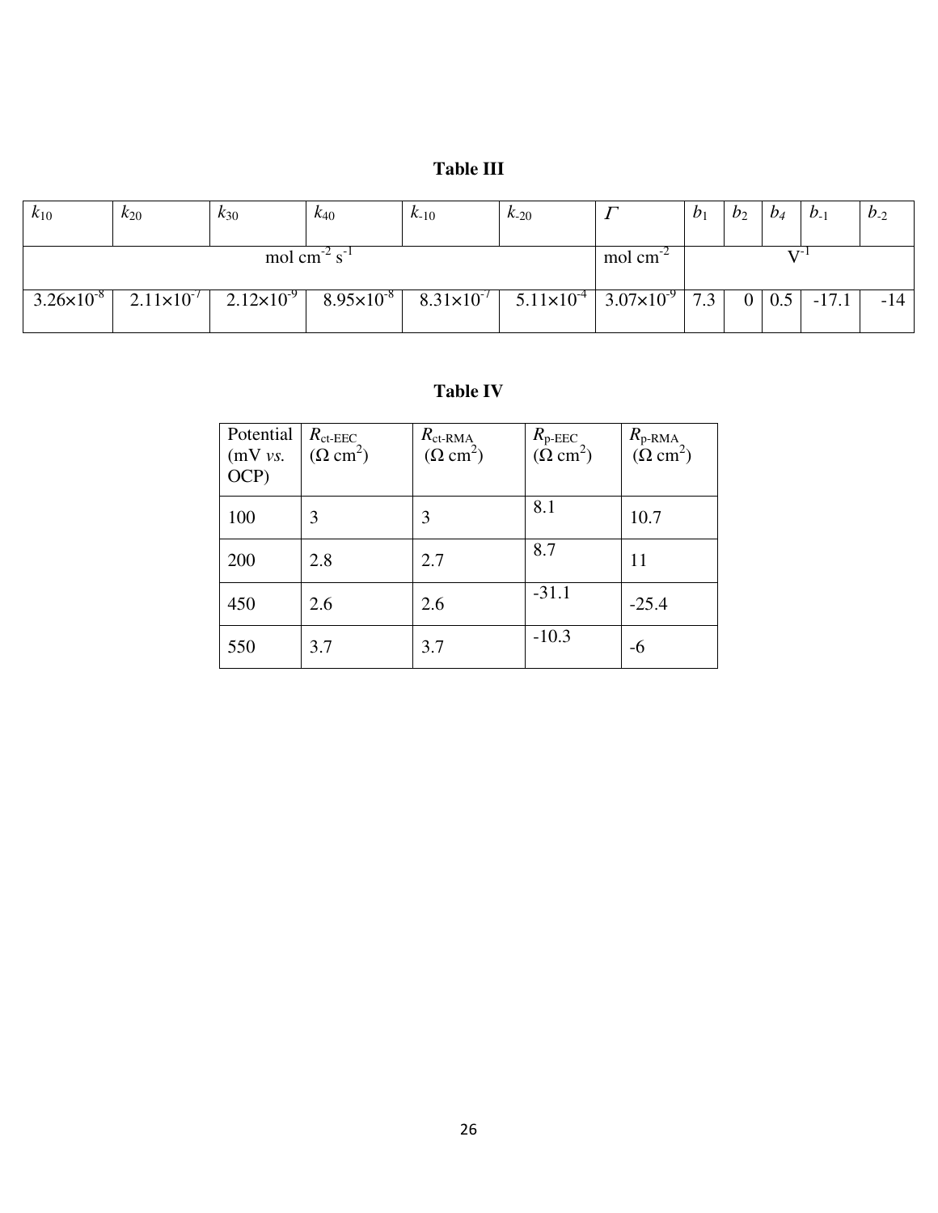**Table III**

| $k_{10}$ | $k_{20}$ | $k_{30}$ | $k_{40}$ | $k_{-10}$ | $k_{-20}$ | $\Gamma$ | $b_1$ | $b_2$ | $b_4$ | $b_{-1}$ | $b_{-2}$ |
|---|---|---|---|---|---|---|---|---|---|---|---|
| mol cm$^{-2}$ s$^{-1}$ | | | | | | mol cm$^{-2}$ | V$^{-1}$ | | | | |
| $3.26\times10^{-8}$ | $2.11\times10^{-7}$ | $2.12\times10^{-9}$ | $8.95\times10^{-8}$ | $8.31\times10^{-7}$ | $5.11\times10^{-4}$ | $3.07\times10^{-9}$ | 7.3 | 0 | 0.5 | -17.1 | -14 |

**Table IV**

| Potential (mV *vs.* OCP) | $R_{\text{ct-EEC}}$ ($\Omega$ cm$^2$) | $R_{\text{ct-RMA}}$ ($\Omega$ cm$^2$) | $R_{\text{p-EEC}}$ ($\Omega$ cm$^2$) | $R_{\text{p-RMA}}$ ($\Omega$ cm$^2$) |
|---|---|---|---|---|
| 100 | 3 | 3 | 8.1 | 10.7 |
| 200 | 2.8 | 2.7 | 8.7 | 11 |
| 450 | 2.6 | 2.6 | -31.1 | -25.4 |
| 550 | 3.7 | 3.7 | -10.3 | -6 |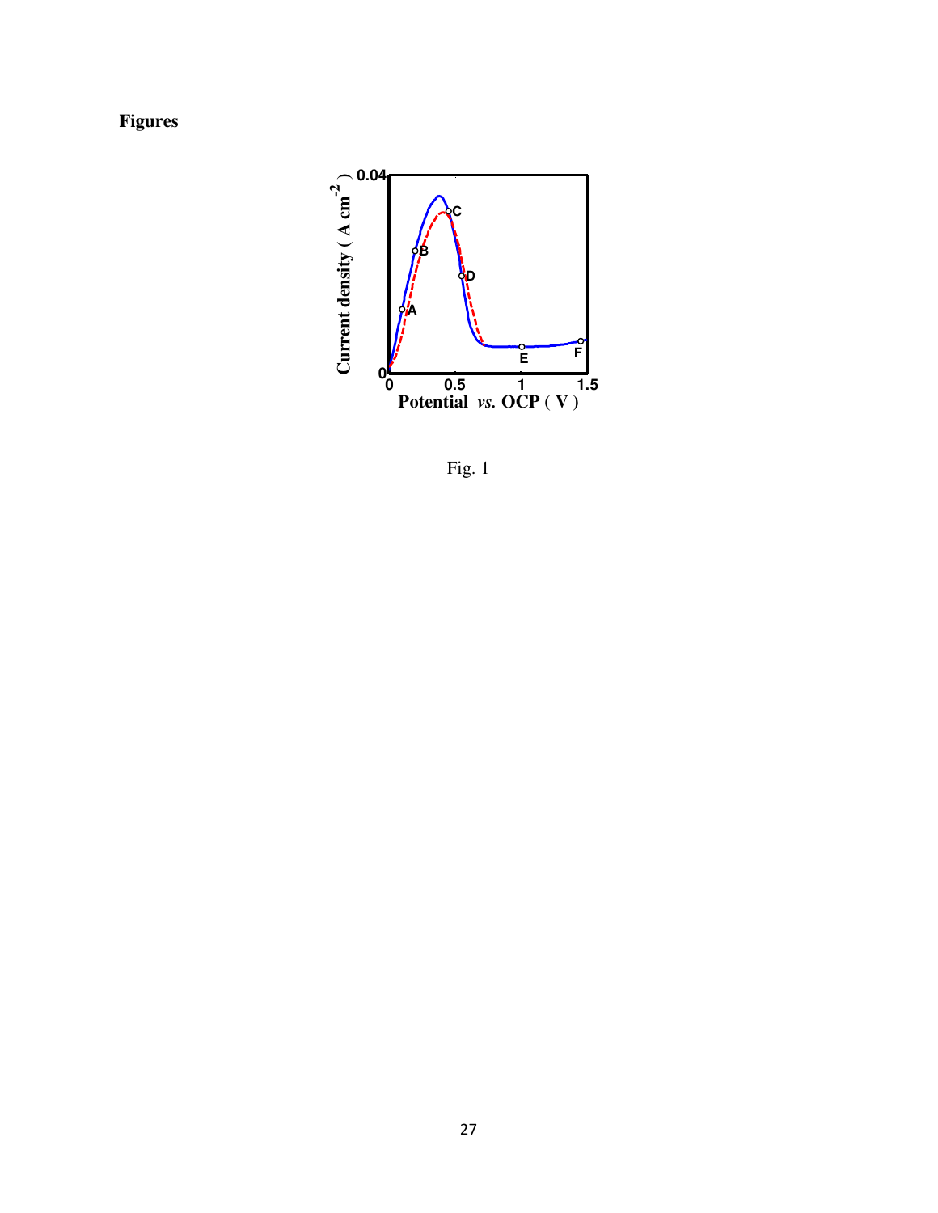**Figures**

Fig. 1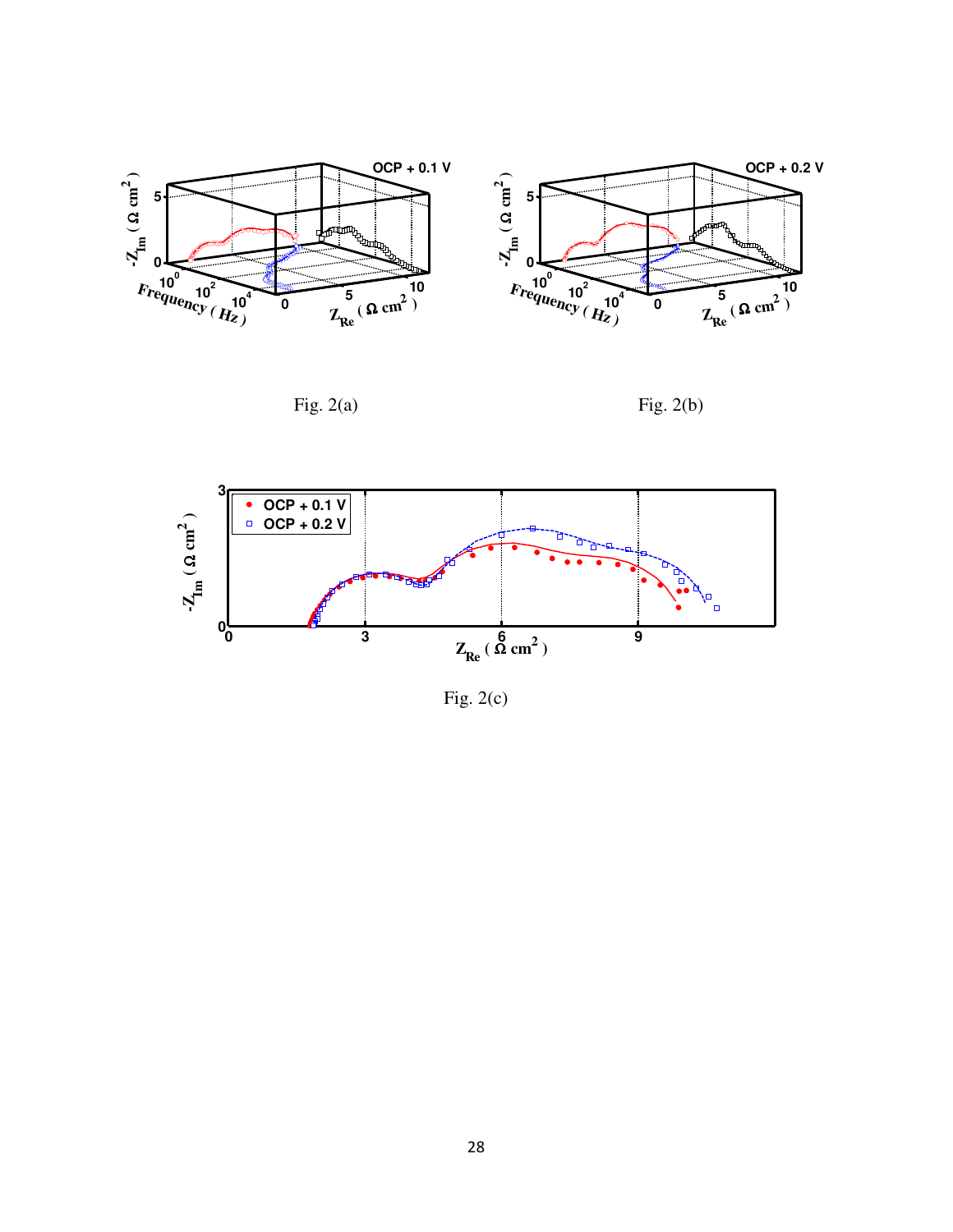Fig. 2(a)

Fig. 2(b)

Fig. 2(c)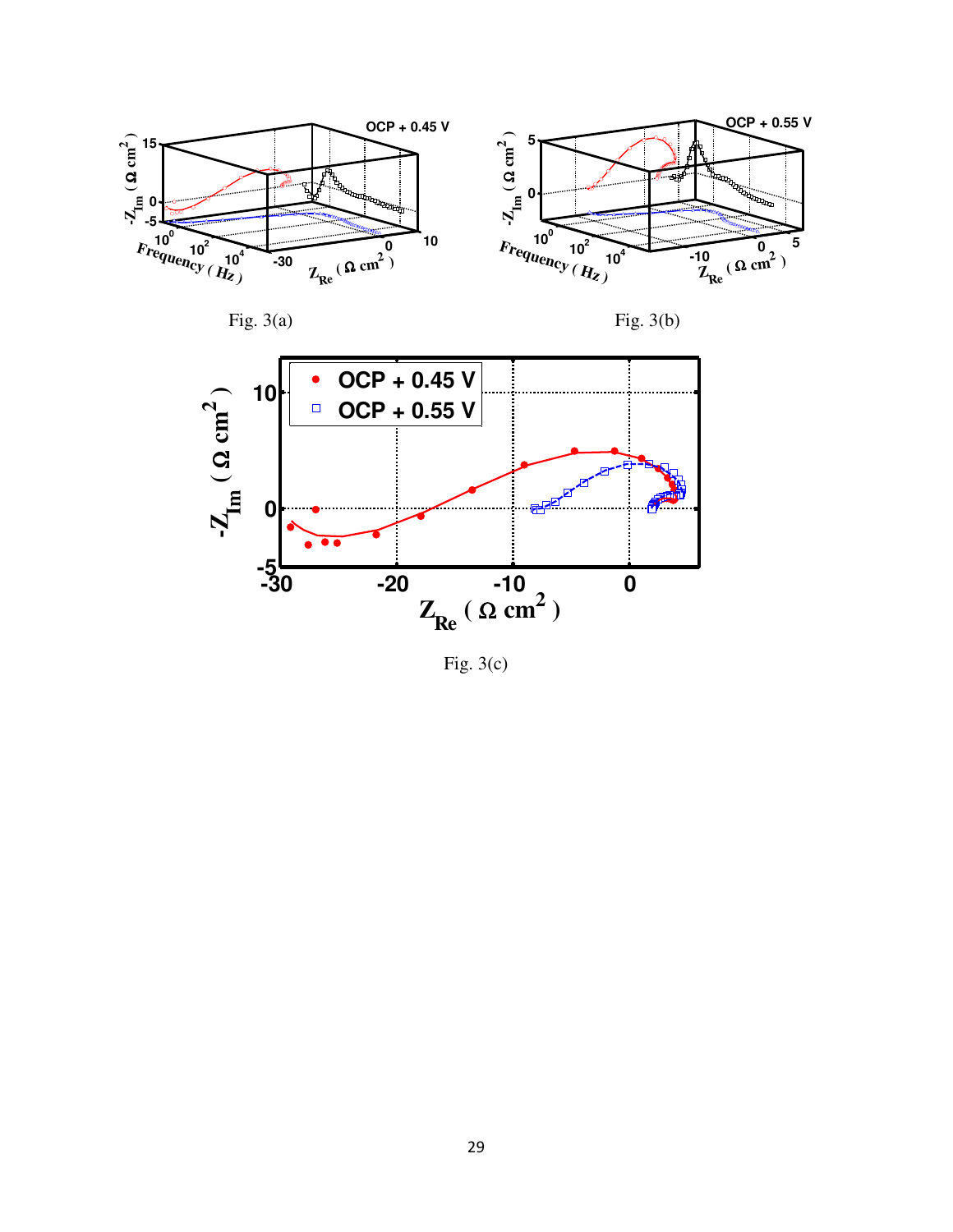Fig. 3(a)

Fig. 3(b)

Fig. 3(c)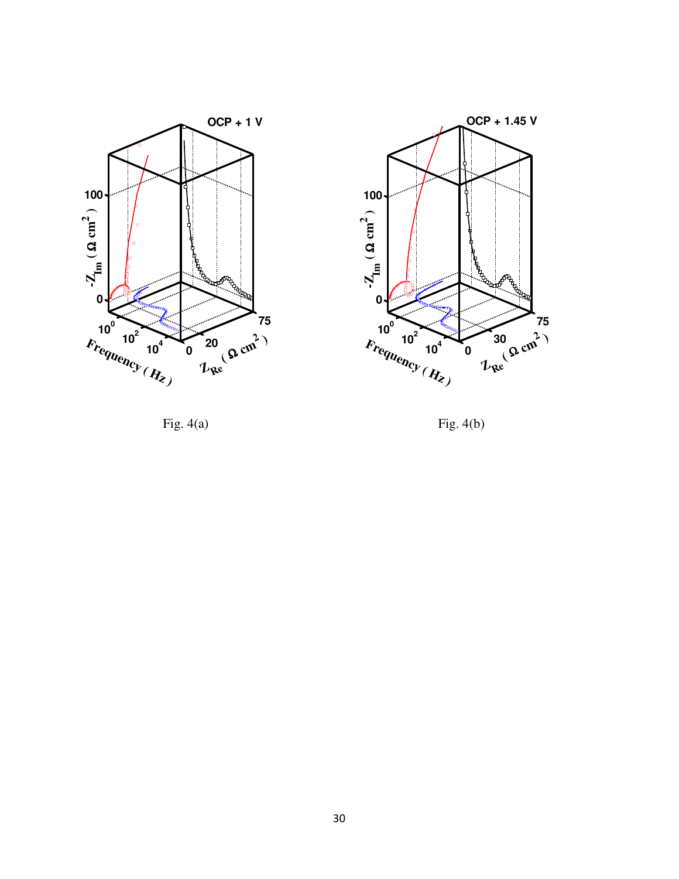Fig. 4(a)

Fig. 4(b)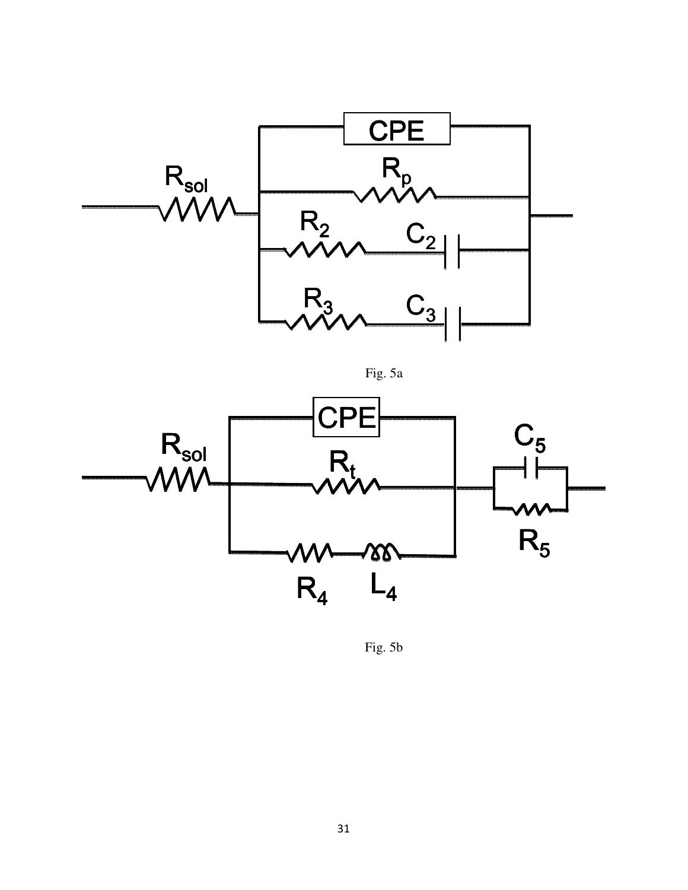Fig. 5a

Fig. 5b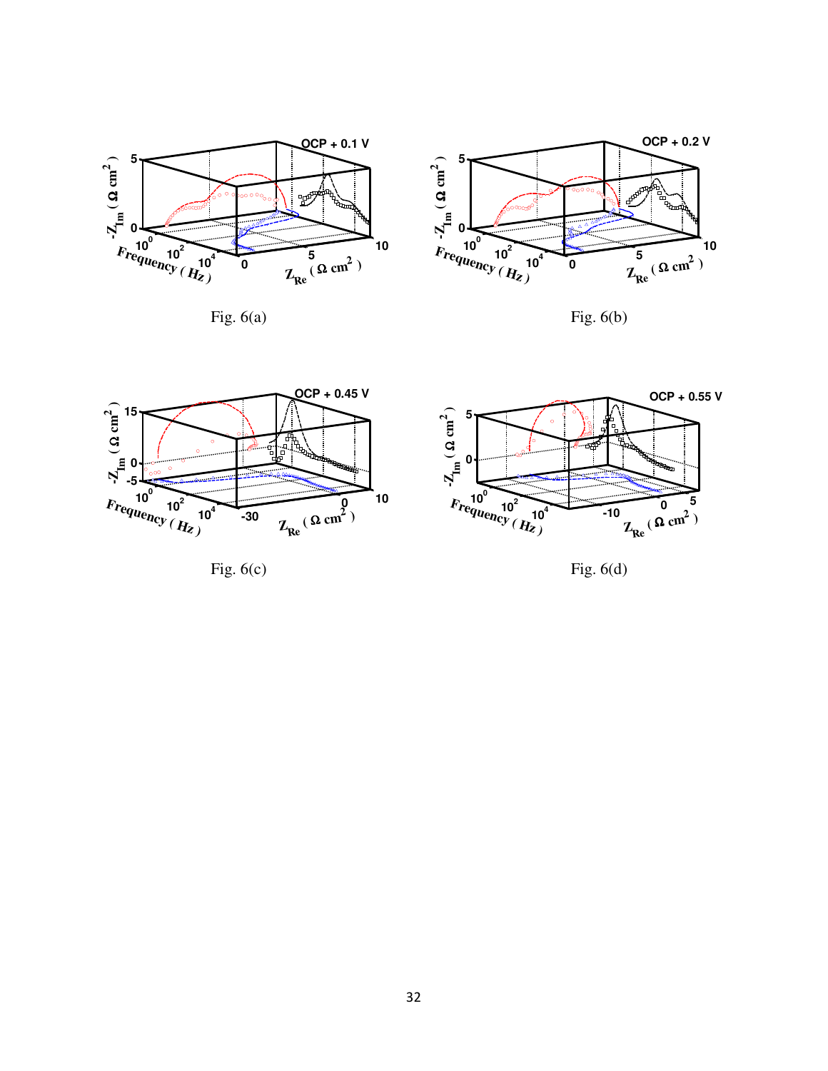Fig. 6(a)

Fig. 6(b)

Fig. 6(c)

Fig. 6(d)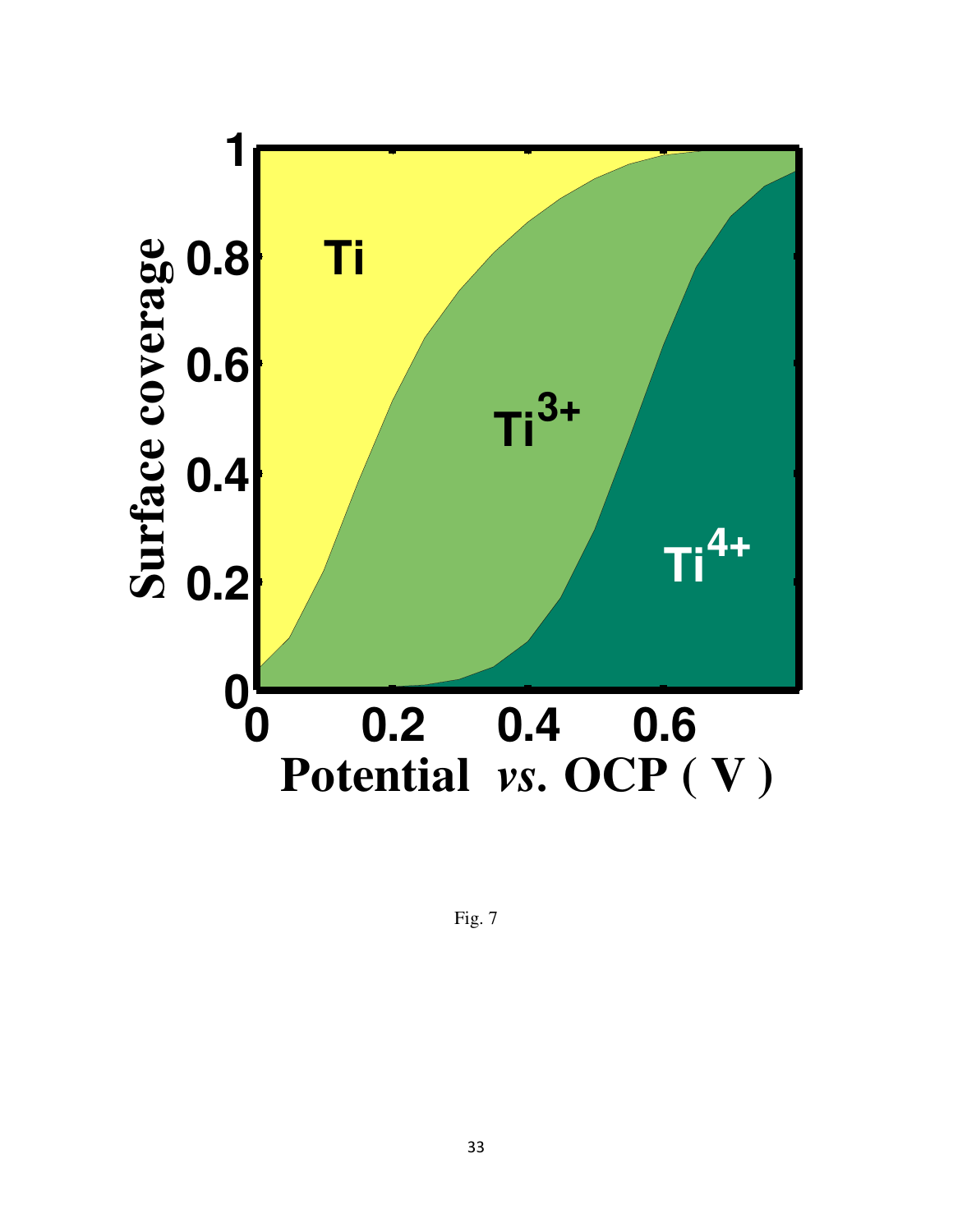Fig. 7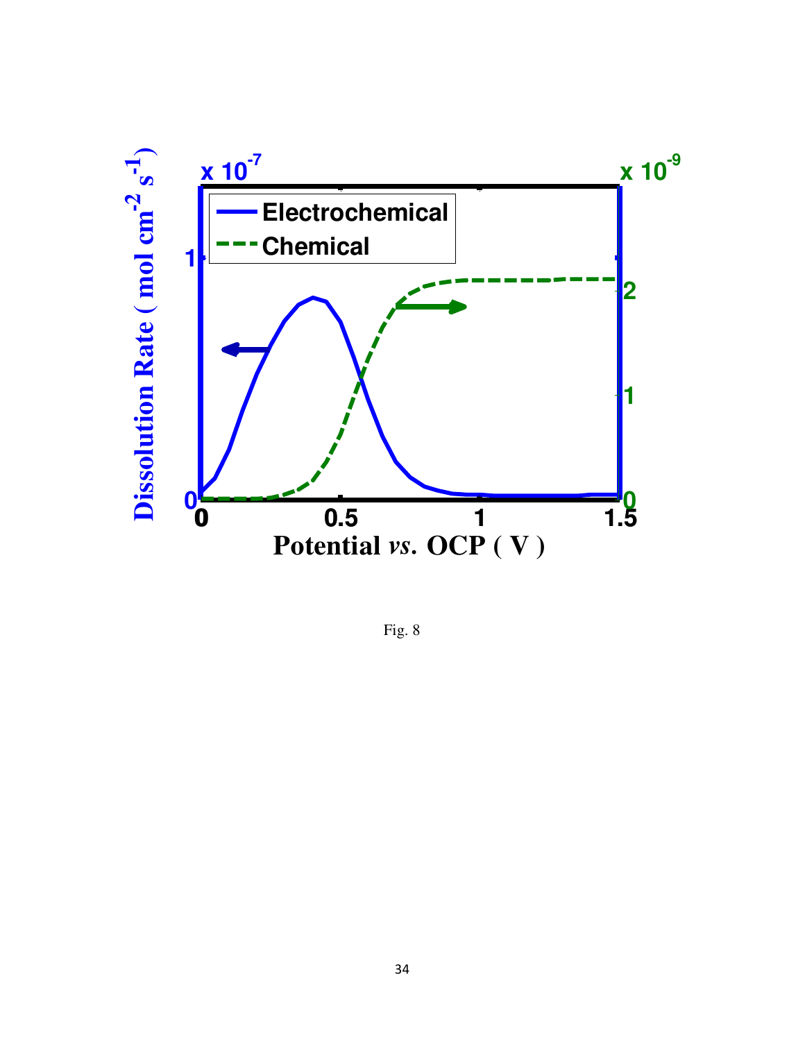Dissolution Rate ( mol cm$^{-2}$ s$^{-1}$ )

x $10^{-7}$

x $10^{-9}$

Electrochemical

Chemical

1

0

2

1

0

0

0.5

1

1.5

Potential *vs.* OCP ( V )

Fig. 8